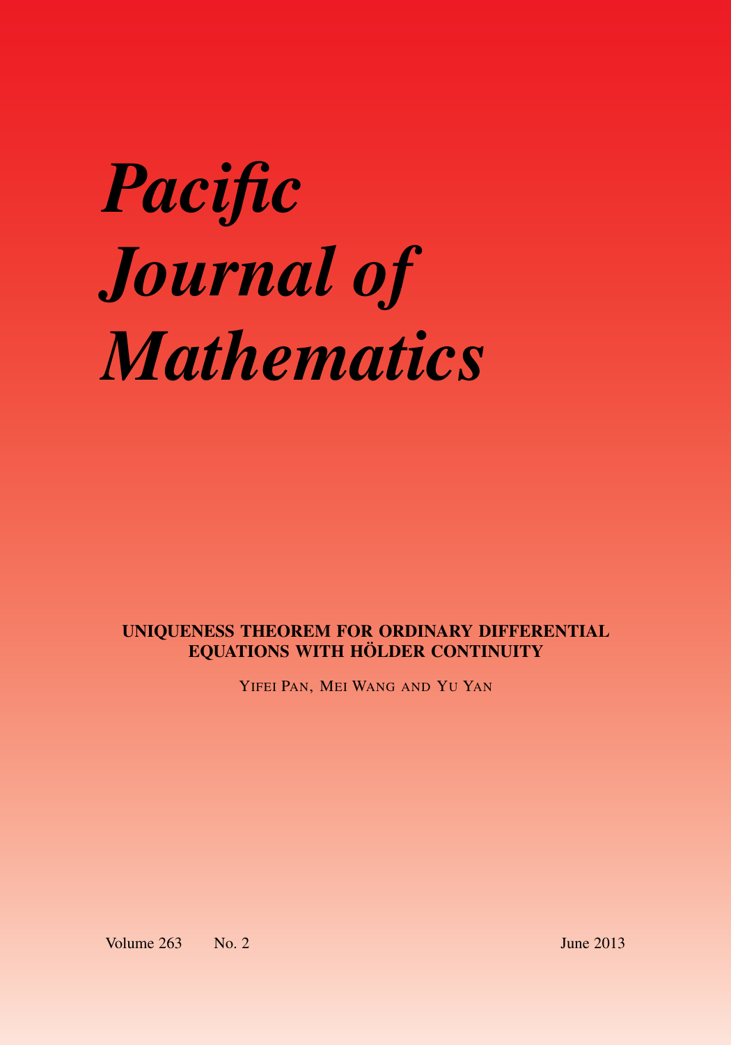# *Pacific Journal of Mathematics*

**UNIQUENESS THEOREM FOR ORDINARY DIFFERENTIAL EQUATIONS WITH HÖLDER CONTINUITY**

YIFEI PAN, MEI WANG AND YU YAN

Volume 263 No. 2 June 2013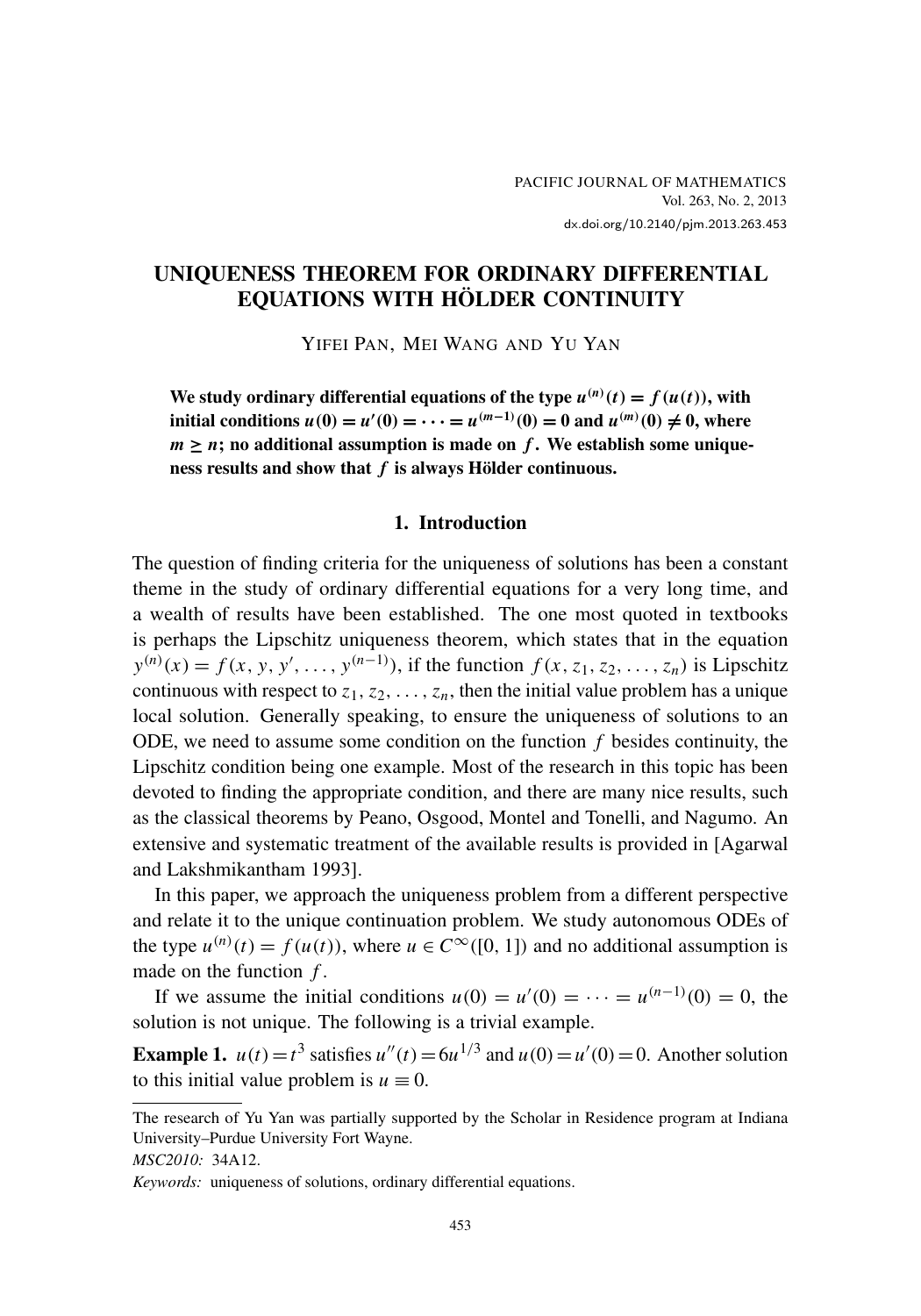PACIFIC JOURNAL OF MATHEMATICS
Vol. 263, No. 2, 2013
dx.doi.org/10.2140/pjm.2013.263.453

# UNIQUENESS THEOREM FOR ORDINARY DIFFERENTIAL EQUATIONS WITH HÖLDER CONTINUITY

YIFEI PAN, MEI WANG AND YU YAN

**We study ordinary differential equations of the type $u^{(n)}(t) = f(u(t))$, with initial conditions $u(0) = u'(0) = \cdots = u^{(m-1)}(0) = 0$ and $u^{(m)}(0) \neq 0$, where $m \geq n$; no additional assumption is made on $f$. We establish some uniqueness results and show that $f$ is always Hölder continuous.**

## 1. Introduction

The question of finding criteria for the uniqueness of solutions has been a constant theme in the study of ordinary differential equations for a very long time, and a wealth of results have been established. The one most quoted in textbooks is perhaps the Lipschitz uniqueness theorem, which states that in the equation $y^{(n)}(x) = f(x, y, y', \ldots, y^{(n-1)})$, if the function $f(x, z_1, z_2, \ldots, z_n)$ is Lipschitz continuous with respect to $z_1, z_2, \ldots, z_n$, then the initial value problem has a unique local solution. Generally speaking, to ensure the uniqueness of solutions to an ODE, we need to assume some condition on the function $f$ besides continuity, the Lipschitz condition being one example. Most of the research in this topic has been devoted to finding the appropriate condition, and there are many nice results, such as the classical theorems by Peano, Osgood, Montel and Tonelli, and Nagumo. An extensive and systematic treatment of the available results is provided in [Agarwal and Lakshmikantham 1993].

In this paper, we approach the uniqueness problem from a different perspective and relate it to the unique continuation problem. We study autonomous ODEs of the type $u^{(n)}(t) = f(u(t))$, where $u \in C^\infty([0, 1])$ and no additional assumption is made on the function $f$.

If we assume the initial conditions $u(0) = u'(0) = \cdots = u^{(n-1)}(0) = 0$, the solution is not unique. The following is a trivial example.

**Example 1.** $u(t) = t^3$ satisfies $u''(t) = 6u^{1/3}$ and $u(0) = u'(0) = 0$. Another solution to this initial value problem is $u \equiv 0$.

The research of Yu Yan was partially supported by the Scholar in Residence program at Indiana University–Purdue University Fort Wayne.

*MSC2010:* 34A12.

*Keywords:* uniqueness of solutions, ordinary differential equations.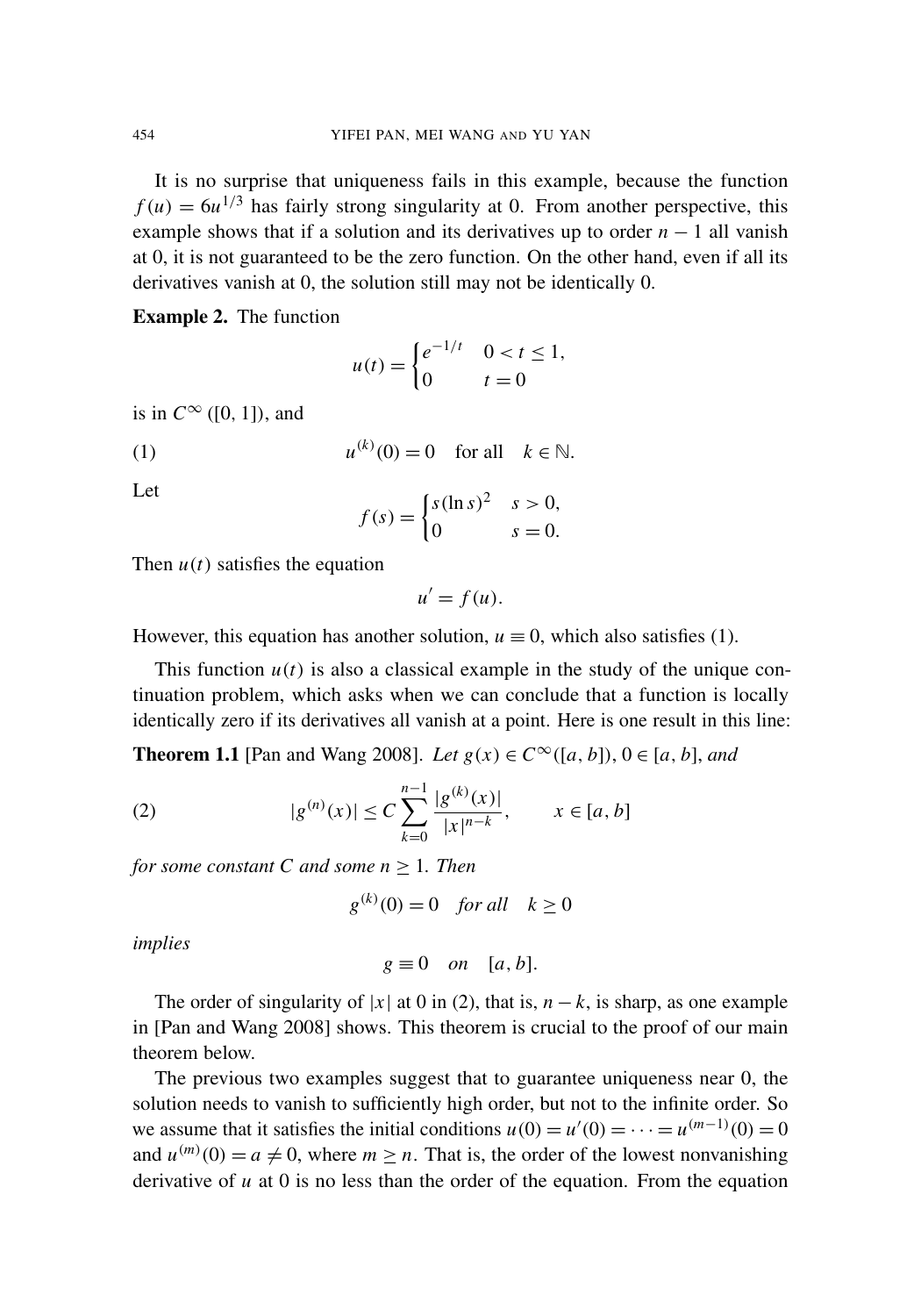It is no surprise that uniqueness fails in this example, because the function $f(u) = 6u^{1/3}$ has fairly strong singularity at 0. From another perspective, this example shows that if a solution and its derivatives up to order $n-1$ all vanish at 0, it is not guaranteed to be the zero function. On the other hand, even if all its derivatives vanish at 0, the solution still may not be identically 0.

**Example 2.** The function

$$u(t) = \begin{cases} e^{-1/t} & 0 < t \leq 1, \\ 0 & t = 0 \end{cases}$$

is in $C^{\infty}([0, 1])$, and

$$u^{(k)}(0) = 0 \quad \text{for all} \quad k \in \mathbb{N}. \tag{1}$$

Let

$$f(s) = \begin{cases} s(\ln s)^2 & s > 0, \\ 0 & s = 0. \end{cases}$$

Then $u(t)$ satisfies the equation

$$u' = f(u).$$

However, this equation has another solution, $u \equiv 0$, which also satisfies (1).

This function $u(t)$ is also a classical example in the study of the unique continuation problem, which asks when we can conclude that a function is locally identically zero if its derivatives all vanish at a point. Here is one result in this line:

**Theorem 1.1** [Pan and Wang 2008]. *Let $g(x) \in C^{\infty}([a, b])$, $0 \in [a, b]$, and*

$$|g^{(n)}(x)| \leq C \sum_{k=0}^{n-1} \frac{|g^{(k)}(x)|}{|x|^{n-k}}, \qquad x \in [a, b] \tag{2}$$

*for some constant $C$ and some $n \geq 1$. Then*

$$g^{(k)}(0) = 0 \quad \textit{for all} \quad k \geq 0$$

*implies*

$$g \equiv 0 \quad \textit{on} \quad [a, b].$$

The order of singularity of $|x|$ at 0 in (2), that is, $n-k$, is sharp, as one example in [Pan and Wang 2008] shows. This theorem is crucial to the proof of our main theorem below.

The previous two examples suggest that to guarantee uniqueness near 0, the solution needs to vanish to sufficiently high order, but not to the infinite order. So we assume that it satisfies the initial conditions $u(0) = u'(0) = \cdots = u^{(m-1)}(0) = 0$ and $u^{(m)}(0) = a \neq 0$, where $m \geq n$. That is, the order of the lowest nonvanishing derivative of $u$ at 0 is no less than the order of the equation. From the equation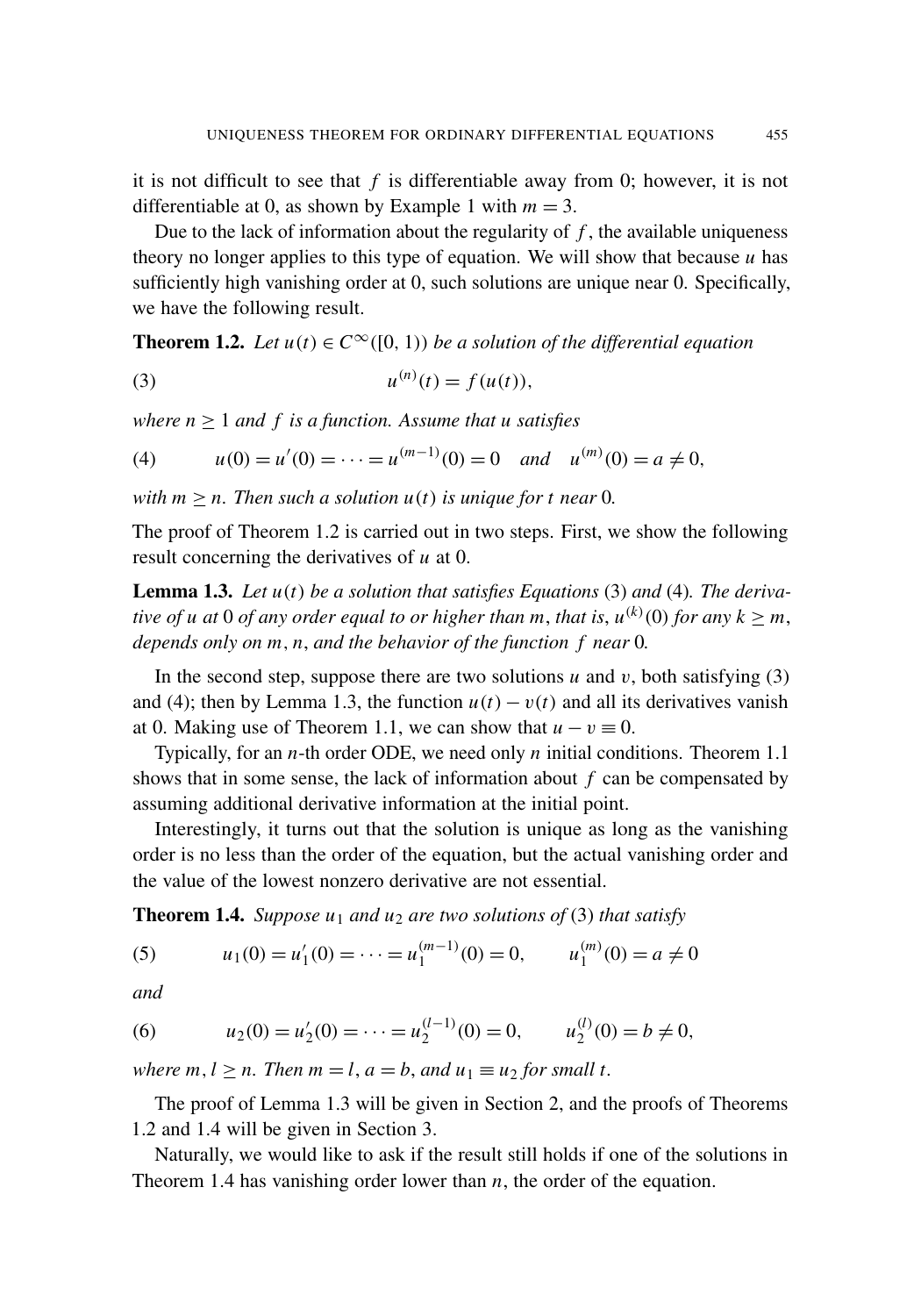it is not difficult to see that $f$ is differentiable away from 0; however, it is not differentiable at 0, as shown by Example 1 with $m = 3$.

Due to the lack of information about the regularity of $f$, the available uniqueness theory no longer applies to this type of equation. We will show that because $u$ has sufficiently high vanishing order at 0, such solutions are unique near 0. Specifically, we have the following result.

**Theorem 1.2.** *Let $u(t) \in C^\infty([0, 1))$ be a solution of the differential equation*

$$u^{(n)}(t) = f(u(t)), \tag{3}$$

*where $n \geq 1$ and $f$ is a function. Assume that $u$ satisfies*

$$u(0) = u'(0) = \cdots = u^{(m-1)}(0) = 0 \quad \text{and} \quad u^{(m)}(0) = a \neq 0, \tag{4}$$

*with $m \geq n$. Then such a solution $u(t)$ is unique for $t$ near 0.*

The proof of Theorem 1.2 is carried out in two steps. First, we show the following result concerning the derivatives of $u$ at 0.

**Lemma 1.3.** *Let $u(t)$ be a solution that satisfies Equations* (3) *and* (4)*. The derivative of $u$ at 0 of any order equal to or higher than $m$, that is, $u^{(k)}(0)$ for any $k \geq m$, depends only on $m$, $n$, and the behavior of the function $f$ near 0.*

In the second step, suppose there are two solutions $u$ and $v$, both satisfying (3) and (4); then by Lemma 1.3, the function $u(t) - v(t)$ and all its derivatives vanish at 0. Making use of Theorem 1.1, we can show that $u - v \equiv 0$.

Typically, for an $n$-th order ODE, we need only $n$ initial conditions. Theorem 1.1 shows that in some sense, the lack of information about $f$ can be compensated by assuming additional derivative information at the initial point.

Interestingly, it turns out that the solution is unique as long as the vanishing order is no less than the order of the equation, but the actual vanishing order and the value of the lowest nonzero derivative are not essential.

**Theorem 1.4.** *Suppose $u_1$ and $u_2$ are two solutions of* (3) *that satisfy*

$$u_1(0) = u_1'(0) = \cdots = u_1^{(m-1)}(0) = 0, \qquad u_1^{(m)}(0) = a \neq 0 \tag{5}$$

*and*

$$u_2(0) = u_2'(0) = \cdots = u_2^{(l-1)}(0) = 0, \qquad u_2^{(l)}(0) = b \neq 0, \tag{6}$$

*where $m, l \geq n$. Then $m = l$, $a = b$, and $u_1 \equiv u_2$ for small $t$.*

The proof of Lemma 1.3 will be given in Section 2, and the proofs of Theorems 1.2 and 1.4 will be given in Section 3.

Naturally, we would like to ask if the result still holds if one of the solutions in Theorem 1.4 has vanishing order lower than $n$, the order of the equation.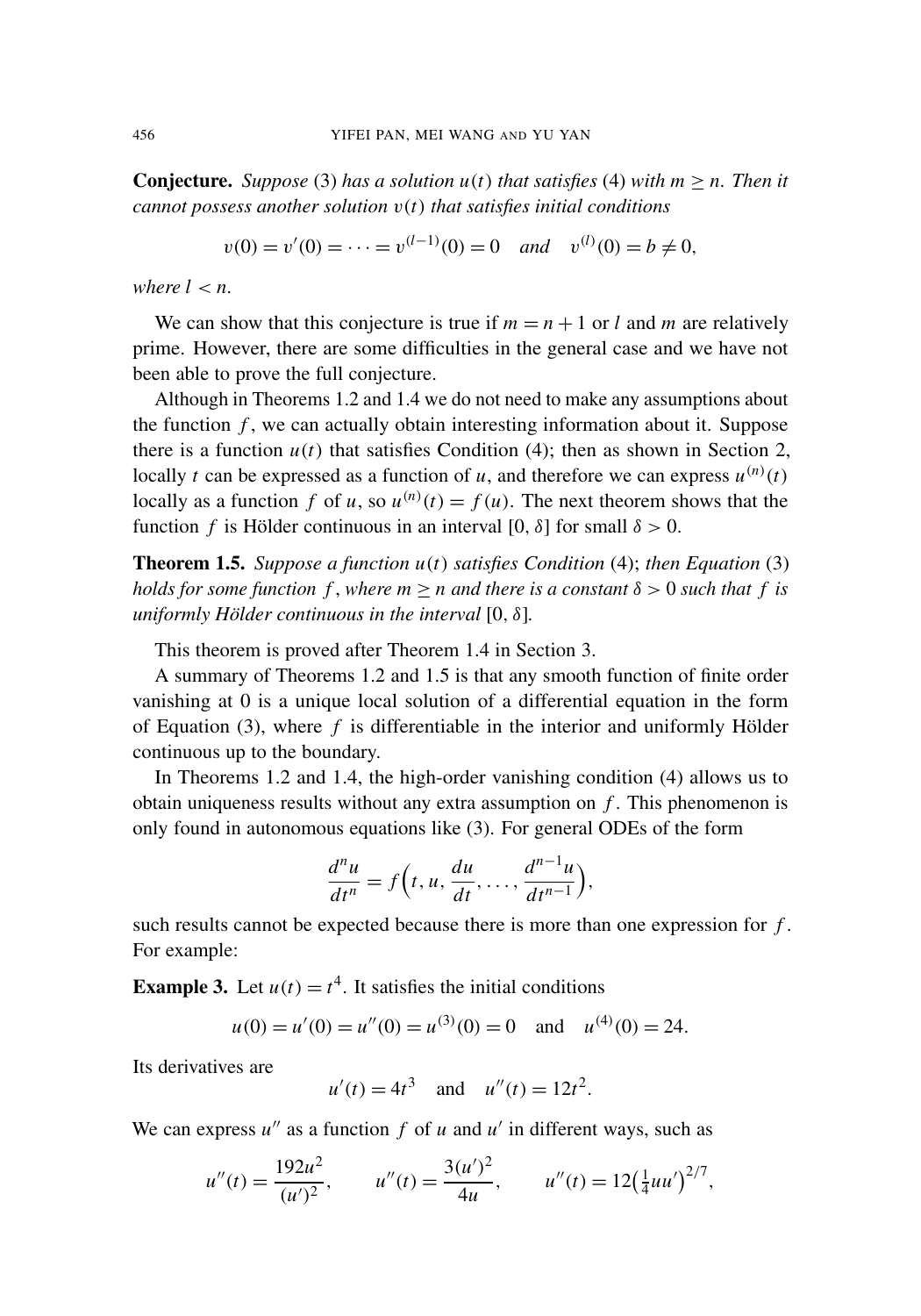**Conjecture.** *Suppose* (3) *has a solution $u(t)$ that satisfies* (4) *with $m \geq n$. Then it cannot possess another solution $v(t)$ that satisfies initial conditions*

$$v(0) = v'(0) = \cdots = v^{(l-1)}(0) = 0 \quad \textit{and} \quad v^{(l)}(0) = b \neq 0,$$

*where $l < n$.*

We can show that this conjecture is true if $m = n + 1$ or $l$ and $m$ are relatively prime. However, there are some difficulties in the general case and we have not been able to prove the full conjecture.

Although in Theorems 1.2 and 1.4 we do not need to make any assumptions about the function $f$, we can actually obtain interesting information about it. Suppose there is a function $u(t)$ that satisfies Condition (4); then as shown in Section 2, locally $t$ can be expressed as a function of $u$, and therefore we can express $u^{(n)}(t)$ locally as a function $f$ of $u$, so $u^{(n)}(t) = f(u)$. The next theorem shows that the function $f$ is Hölder continuous in an interval $[0, \delta]$ for small $\delta > 0$.

**Theorem 1.5.** *Suppose a function $u(t)$ satisfies Condition* (4); *then Equation* (3) *holds for some function $f$, where $m \geq n$ and there is a constant $\delta > 0$ such that $f$ is uniformly Hölder continuous in the interval* $[0, \delta]$.

This theorem is proved after Theorem 1.4 in Section 3.

A summary of Theorems 1.2 and 1.5 is that any smooth function of finite order vanishing at 0 is a unique local solution of a differential equation in the form of Equation (3), where $f$ is differentiable in the interior and uniformly Hölder continuous up to the boundary.

In Theorems 1.2 and 1.4, the high-order vanishing condition (4) allows us to obtain uniqueness results without any extra assumption on $f$. This phenomenon is only found in autonomous equations like (3). For general ODEs of the form

$$\frac{d^n u}{dt^n} = f\Big(t, u, \frac{du}{dt}, \ldots, \frac{d^{n-1}u}{dt^{n-1}}\Big),$$

such results cannot be expected because there is more than one expression for $f$. For example:

**Example 3.** Let $u(t) = t^4$. It satisfies the initial conditions

$$u(0) = u'(0) = u''(0) = u^{(3)}(0) = 0 \quad \text{and} \quad u^{(4)}(0) = 24.$$

Its derivatives are

$$u'(t) = 4t^3 \quad \text{and} \quad u''(t) = 12t^2.$$

We can express $u''$ as a function $f$ of $u$ and $u'$ in different ways, such as

$$u''(t) = \frac{192u^2}{(u')^2}, \qquad u''(t) = \frac{3(u')^2}{4u}, \qquad u''(t) = 12\big(\tfrac{1}{4}uu'\big)^{2/7},$$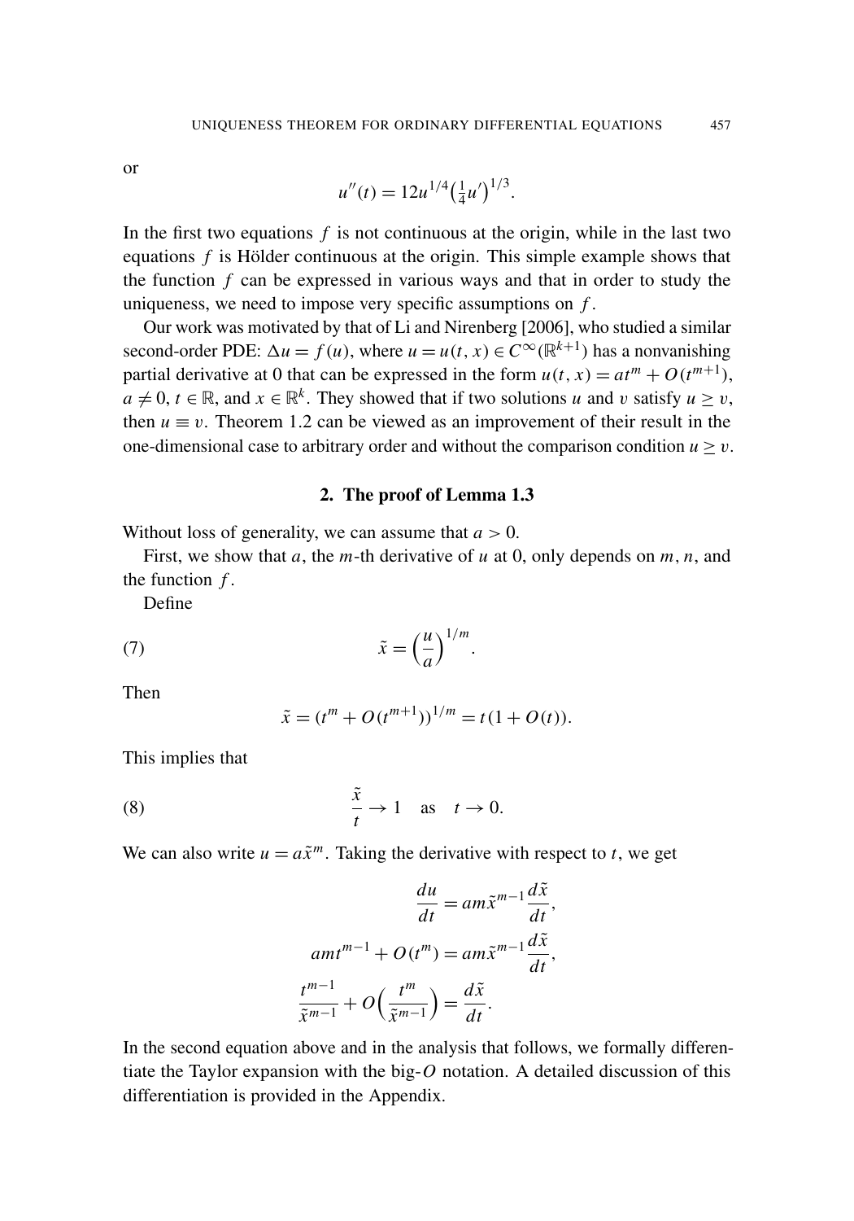or

$$u''(t) = 12u^{1/4}\left(\tfrac{1}{4}u'\right)^{1/3}.$$

In the first two equations $f$ is not continuous at the origin, while in the last two equations $f$ is Hölder continuous at the origin. This simple example shows that the function $f$ can be expressed in various ways and that in order to study the uniqueness, we need to impose very specific assumptions on $f$.

Our work was motivated by that of Li and Nirenberg [2006], who studied a similar second-order PDE: $\Delta u = f(u)$, where $u = u(t, x) \in C^\infty(\mathbb{R}^{k+1})$ has a nonvanishing partial derivative at 0 that can be expressed in the form $u(t, x) = at^m + O(t^{m+1})$, $a \neq 0$, $t \in \mathbb{R}$, and $x \in \mathbb{R}^k$. They showed that if two solutions $u$ and $v$ satisfy $u \geq v$, then $u \equiv v$. Theorem 1.2 can be viewed as an improvement of their result in the one-dimensional case to arbitrary order and without the comparison condition $u \geq v$.

## 2. The proof of Lemma 1.3

Without loss of generality, we can assume that $a > 0$.

First, we show that $a$, the $m$-th derivative of $u$ at 0, only depends on $m$, $n$, and the function $f$.

Define

$$\tilde{x} = \left(\frac{u}{a}\right)^{1/m}. \tag{7}$$

Then

$$\tilde{x} = (t^m + O(t^{m+1}))^{1/m} = t(1 + O(t)).$$

This implies that

$$\frac{\tilde{x}}{t} \to 1 \quad \text{as} \quad t \to 0. \tag{8}$$

We can also write $u = a\tilde{x}^m$. Taking the derivative with respect to $t$, we get

$$\frac{du}{dt} = am\tilde{x}^{m-1}\frac{d\tilde{x}}{dt},$$

$$amt^{m-1} + O(t^m) = am\tilde{x}^{m-1}\frac{d\tilde{x}}{dt},$$

$$\frac{t^{m-1}}{\tilde{x}^{m-1}} + O\left(\frac{t^m}{\tilde{x}^{m-1}}\right) = \frac{d\tilde{x}}{dt}.$$

In the second equation above and in the analysis that follows, we formally differentiate the Taylor expansion with the big-$O$ notation. A detailed discussion of this differentiation is provided in the Appendix.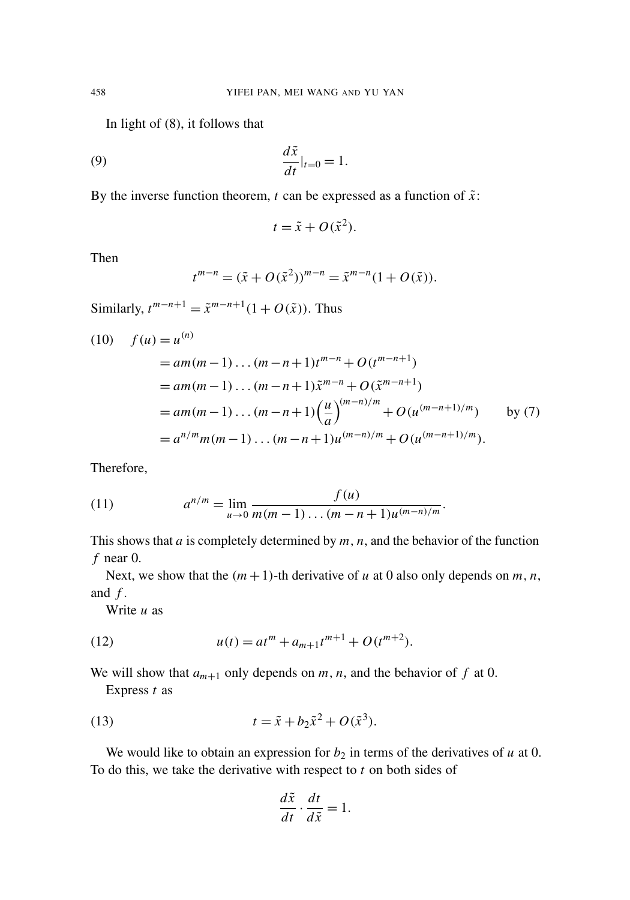In light of (8), it follows that

$$\frac{d\tilde{x}}{dt}\Big|_{t=0} = 1. \tag{9}$$

By the inverse function theorem, $t$ can be expressed as a function of $\tilde{x}$:

$$t = \tilde{x} + O(\tilde{x}^2).$$

Then

$$t^{m-n} = (\tilde{x} + O(\tilde{x}^2))^{m-n} = \tilde{x}^{m-n}(1 + O(\tilde{x})).$$

Similarly, $t^{m-n+1} = \tilde{x}^{m-n+1}(1 + O(\tilde{x}))$. Thus

$$\begin{aligned}
f(u) &= u^{(n)} \\
&= am(m-1)\dots(m-n+1)t^{m-n} + O(t^{m-n+1}) \\
&= am(m-1)\dots(m-n+1)\tilde{x}^{m-n} + O(\tilde{x}^{m-n+1}) \\
&= am(m-1)\dots(m-n+1)\Big(\frac{u}{a}\Big)^{(m-n)/m} + O(u^{(m-n+1)/m}) \qquad \text{by (7)} \\
&= a^{n/m}m(m-1)\dots(m-n+1)u^{(m-n)/m} + O(u^{(m-n+1)/m}).
\end{aligned} \tag{10}$$

Therefore,

$$a^{n/m} = \lim_{u\to 0} \frac{f(u)}{m(m-1)\dots(m-n+1)u^{(m-n)/m}}. \tag{11}$$

This shows that $a$ is completely determined by $m$, $n$, and the behavior of the function $f$ near 0.

Next, we show that the $(m+1)$-th derivative of $u$ at 0 also only depends on $m$, $n$, and $f$.

Write $u$ as

$$u(t) = at^m + a_{m+1}t^{m+1} + O(t^{m+2}). \tag{12}$$

We will show that $a_{m+1}$ only depends on $m$, $n$, and the behavior of $f$ at 0.

Express $t$ as

$$t = \tilde{x} + b_2\tilde{x}^2 + O(\tilde{x}^3). \tag{13}$$

We would like to obtain an expression for $b_2$ in terms of the derivatives of $u$ at 0. To do this, we take the derivative with respect to $t$ on both sides of

$$\frac{d\tilde{x}}{dt} \cdot \frac{dt}{d\tilde{x}} = 1.$$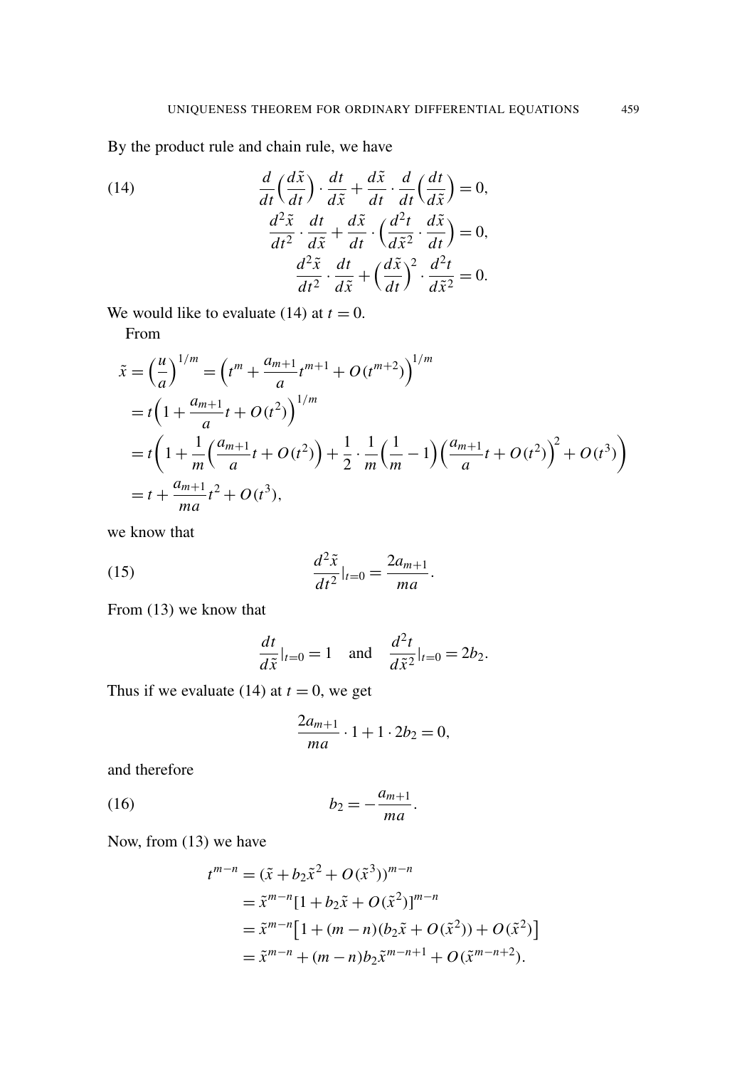By the product rule and chain rule, we have

$$
\begin{aligned}
\frac{d}{dt}\Big(\frac{d\tilde{x}}{dt}\Big)\cdot\frac{dt}{d\tilde{x}}+\frac{d\tilde{x}}{dt}\cdot\frac{d}{dt}\Big(\frac{dt}{d\tilde{x}}\Big)&=0,\\
\frac{d^2\tilde{x}}{dt^2}\cdot\frac{dt}{d\tilde{x}}+\frac{d\tilde{x}}{dt}\cdot\Big(\frac{d^2t}{d\tilde{x}^2}\cdot\frac{d\tilde{x}}{dt}\Big)&=0,\\
\frac{d^2\tilde{x}}{dt^2}\cdot\frac{dt}{d\tilde{x}}+\Big(\frac{d\tilde{x}}{dt}\Big)^2\cdot\frac{d^2t}{d\tilde{x}^2}&=0.
\end{aligned}
\tag{14}
$$

We would like to evaluate (14) at $t=0$.

From

$$
\begin{aligned}
\tilde{x}=\Big(\frac{u}{a}\Big)^{1/m}&=\Big(t^m+\frac{a_{m+1}}{a}t^{m+1}+O(t^{m+2})\Big)^{1/m}\\
&=t\Big(1+\frac{a_{m+1}}{a}t+O(t^2)\Big)^{1/m}\\
&=t\bigg(1+\frac{1}{m}\Big(\frac{a_{m+1}}{a}t+O(t^2)\Big)+\frac{1}{2}\cdot\frac{1}{m}\Big(\frac{1}{m}-1\Big)\Big(\frac{a_{m+1}}{a}t+O(t^2)\Big)^2+O(t^3)\bigg)\\
&=t+\frac{a_{m+1}}{ma}t^2+O(t^3),
\end{aligned}
$$

we know that

$$
\frac{d^2\tilde{x}}{dt^2}|_{t=0}=\frac{2a_{m+1}}{ma}. \tag{15}
$$

From (13) we know that

$$
\frac{dt}{d\tilde{x}}|_{t=0}=1 \quad\text{and}\quad \frac{d^2t}{d\tilde{x}^2}|_{t=0}=2b_2.
$$

Thus if we evaluate (14) at $t=0$, we get

$$
\frac{2a_{m+1}}{ma}\cdot 1+1\cdot 2b_2=0,
$$

and therefore

$$
b_2=-\frac{a_{m+1}}{ma}. \tag{16}
$$

Now, from (13) we have

$$
\begin{aligned}
t^{m-n}&=(\tilde{x}+b_2\tilde{x}^2+O(\tilde{x}^3))^{m-n}\\
&=\tilde{x}^{m-n}[1+b_2\tilde{x}+O(\tilde{x}^2)]^{m-n}\\
&=\tilde{x}^{m-n}\big[1+(m-n)(b_2\tilde{x}+O(\tilde{x}^2))+O(\tilde{x}^2)\big]\\
&=\tilde{x}^{m-n}+(m-n)b_2\tilde{x}^{m-n+1}+O(\tilde{x}^{m-n+2}).
\end{aligned}
$$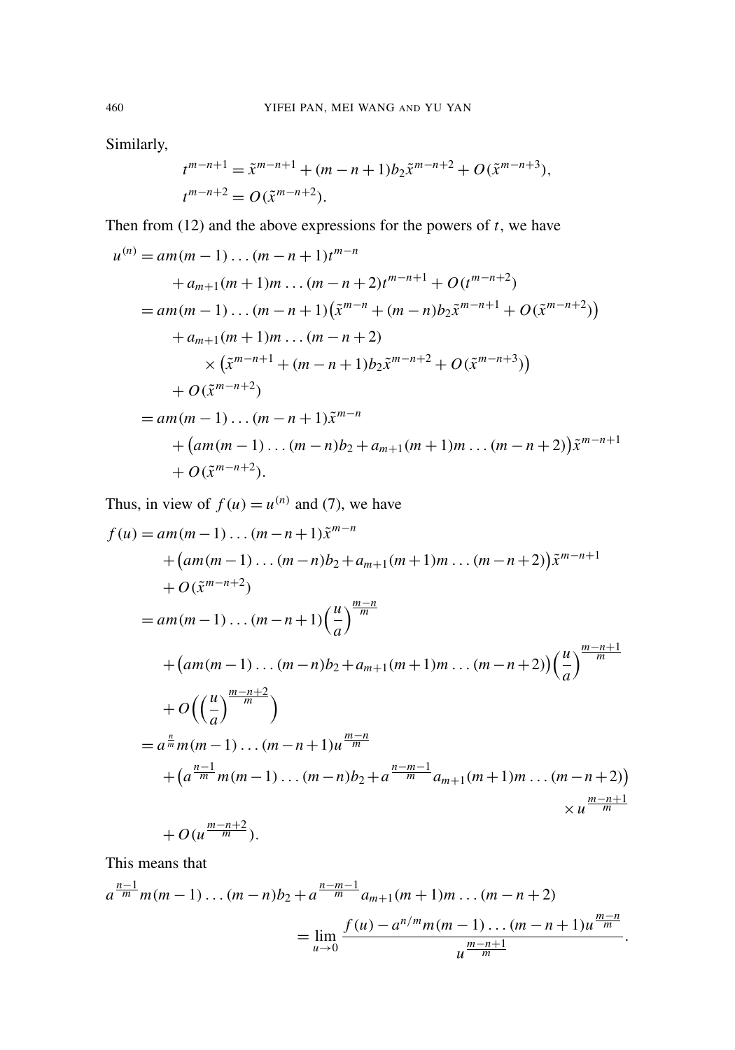Similarly,

$$t^{m-n+1} = \tilde{x}^{m-n+1} + (m-n+1)b_2\tilde{x}^{m-n+2} + O(\tilde{x}^{m-n+3}),$$
$$t^{m-n+2} = O(\tilde{x}^{m-n+2}).$$

Then from (12) and the above expressions for the powers of $t$, we have

$$\begin{aligned}
u^{(n)} &= am(m-1)\dots(m-n+1)t^{m-n} \\
&\quad + a_{m+1}(m+1)m\dots(m-n+2)t^{m-n+1} + O(t^{m-n+2}) \\
&= am(m-1)\dots(m-n+1)\big(\tilde{x}^{m-n} + (m-n)b_2\tilde{x}^{m-n+1} + O(\tilde{x}^{m-n+2})\big) \\
&\quad + a_{m+1}(m+1)m\dots(m-n+2) \\
&\qquad \times \big(\tilde{x}^{m-n+1} + (m-n+1)b_2\tilde{x}^{m-n+2} + O(\tilde{x}^{m-n+3})\big) \\
&\quad + O(\tilde{x}^{m-n+2}) \\
&= am(m-1)\dots(m-n+1)\tilde{x}^{m-n} \\
&\quad + \big(am(m-1)\dots(m-n)b_2 + a_{m+1}(m+1)m\dots(m-n+2)\big)\tilde{x}^{m-n+1} \\
&\quad + O(\tilde{x}^{m-n+2}).
\end{aligned}$$

Thus, in view of $f(u) = u^{(n)}$ and (7), we have

$$\begin{aligned}
f(u) &= am(m-1)\dots(m-n+1)\tilde{x}^{m-n} \\
&\quad + \big(am(m-1)\dots(m-n)b_2 + a_{m+1}(m+1)m\dots(m-n+2)\big)\tilde{x}^{m-n+1} \\
&\quad + O(\tilde{x}^{m-n+2}) \\
&= am(m-1)\dots(m-n+1)\Big(\frac{u}{a}\Big)^{\frac{m-n}{m}} \\
&\quad + \big(am(m-1)\dots(m-n)b_2 + a_{m+1}(m+1)m\dots(m-n+2)\big)\Big(\frac{u}{a}\Big)^{\frac{m-n+1}{m}} \\
&\quad + O\Big(\Big(\frac{u}{a}\Big)^{\frac{m-n+2}{m}}\Big) \\
&= a^{\frac{n}{m}}m(m-1)\dots(m-n+1)u^{\frac{m-n}{m}} \\
&\quad + \big(a^{\frac{n-1}{m}}m(m-1)\dots(m-n)b_2 + a^{\frac{n-m-1}{m}}a_{m+1}(m+1)m\dots(m-n+2)\big) \\
&\qquad \times u^{\frac{m-n+1}{m}} \\
&\quad + O(u^{\frac{m-n+2}{m}}).
\end{aligned}$$

This means that

$$\begin{aligned}
a^{\frac{n-1}{m}}m(m-1)\dots(m-n)b_2 &+ a^{\frac{n-m-1}{m}}a_{m+1}(m+1)m\dots(m-n+2) \\
&= \lim_{u\to 0}\frac{f(u) - a^{n/m}m(m-1)\dots(m-n+1)u^{\frac{m-n}{m}}}{u^{\frac{m-n+1}{m}}}.
\end{aligned}$$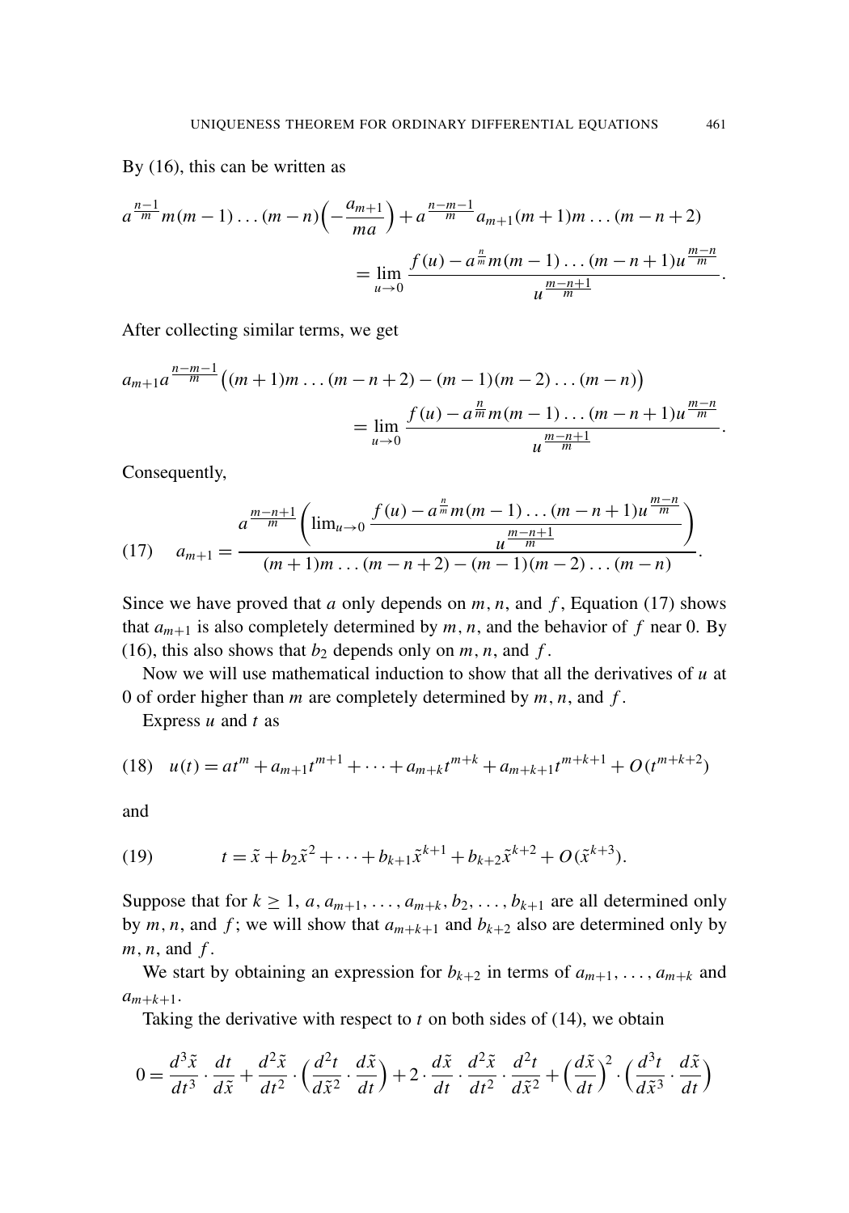By (16), this can be written as

$$a^{\frac{n-1}{m}} m(m-1)\dots(m-n)\Big(-\frac{a_{m+1}}{ma}\Big) + a^{\frac{n-m-1}{m}} a_{m+1}(m+1)m\dots(m-n+2) = \lim_{u\to 0} \frac{f(u) - a^{\frac{n}{m}} m(m-1)\dots(m-n+1)u^{\frac{m-n}{m}}}{u^{\frac{m-n+1}{m}}}.$$

After collecting similar terms, we get

$$a_{m+1} a^{\frac{n-m-1}{m}} \big((m+1)m\dots(m-n+2) - (m-1)(m-2)\dots(m-n)\big) = \lim_{u\to 0} \frac{f(u) - a^{\frac{n}{m}} m(m-1)\dots(m-n+1)u^{\frac{m-n}{m}}}{u^{\frac{m-n+1}{m}}}.$$

Consequently,

$$(17) \qquad a_{m+1} = \frac{a^{\frac{m-n+1}{m}}\Big(\lim_{u\to 0} \dfrac{f(u) - a^{\frac{n}{m}} m(m-1)\dots(m-n+1)u^{\frac{m-n}{m}}}{u^{\frac{m-n+1}{m}}}\Big)}{(m+1)m\dots(m-n+2) - (m-1)(m-2)\dots(m-n)}.$$

Since we have proved that $a$ only depends on $m, n$, and $f$, Equation (17) shows that $a_{m+1}$ is also completely determined by $m, n$, and the behavior of $f$ near 0. By (16), this also shows that $b_2$ depends only on $m, n$, and $f$.

Now we will use mathematical induction to show that all the derivatives of $u$ at 0 of order higher than $m$ are completely determined by $m, n$, and $f$.

Express $u$ and $t$ as

$$(18) \quad u(t) = at^m + a_{m+1}t^{m+1} + \dots + a_{m+k}t^{m+k} + a_{m+k+1}t^{m+k+1} + O(t^{m+k+2})$$

and

$$(19) \qquad t = \tilde{x} + b_2\tilde{x}^2 + \dots + b_{k+1}\tilde{x}^{k+1} + b_{k+2}\tilde{x}^{k+2} + O(\tilde{x}^{k+3}).$$

Suppose that for $k \geq 1$, $a, a_{m+1}, \dots, a_{m+k}, b_2, \dots, b_{k+1}$ are all determined only by $m, n$, and $f$; we will show that $a_{m+k+1}$ and $b_{k+2}$ also are determined only by $m, n$, and $f$.

We start by obtaining an expression for $b_{k+2}$ in terms of $a_{m+1}, \dots, a_{m+k}$ and $a_{m+k+1}$.

Taking the derivative with respect to $t$ on both sides of (14), we obtain

$$0 = \frac{d^3\tilde{x}}{dt^3} \cdot \frac{dt}{d\tilde{x}} + \frac{d^2\tilde{x}}{dt^2} \cdot \Big(\frac{d^2t}{d\tilde{x}^2} \cdot \frac{d\tilde{x}}{dt}\Big) + 2 \cdot \frac{d\tilde{x}}{dt} \cdot \frac{d^2\tilde{x}}{dt^2} \cdot \frac{d^2t}{d\tilde{x}^2} + \Big(\frac{d\tilde{x}}{dt}\Big)^2 \cdot \Big(\frac{d^3t}{d\tilde{x}^3} \cdot \frac{d\tilde{x}}{dt}\Big)$$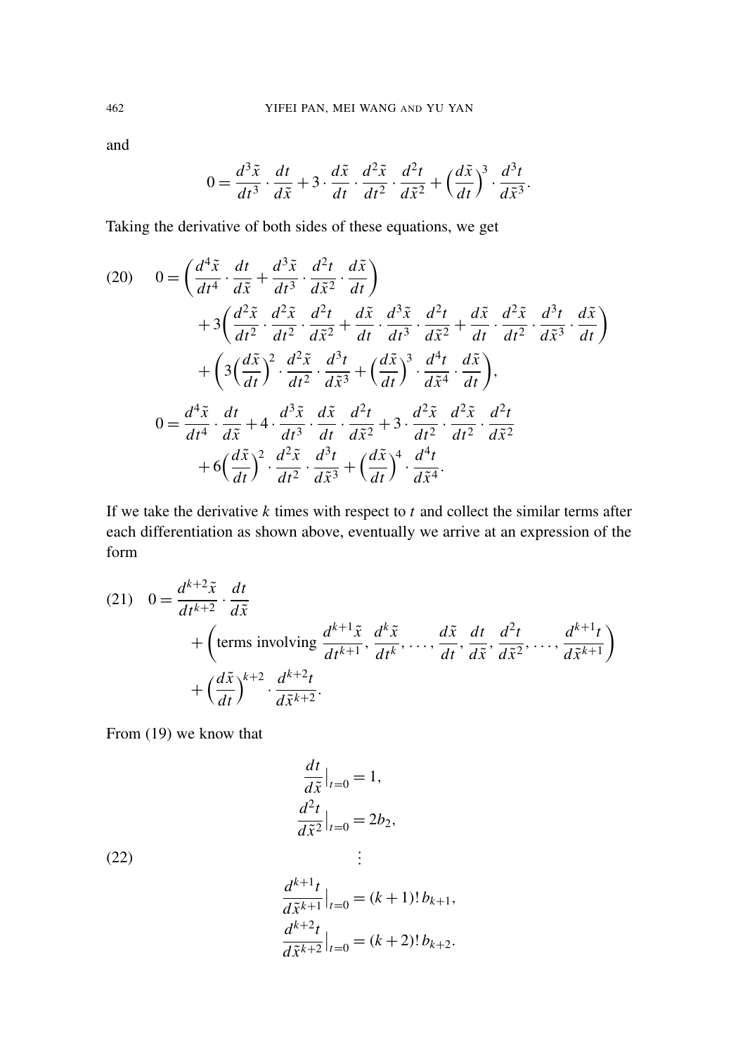and

$$0 = \frac{d^3\tilde{x}}{dt^3} \cdot \frac{dt}{d\tilde{x}} + 3 \cdot \frac{d\tilde{x}}{dt} \cdot \frac{d^2\tilde{x}}{dt^2} \cdot \frac{d^2t}{d\tilde{x}^2} + \Big(\frac{d\tilde{x}}{dt}\Big)^3 \cdot \frac{d^3t}{d\tilde{x}^3}.$$

Taking the derivative of both sides of these equations, we get

$$\begin{aligned}
(20) \quad 0 = &\Big(\frac{d^4\tilde{x}}{dt^4} \cdot \frac{dt}{d\tilde{x}} + \frac{d^3\tilde{x}}{dt^3} \cdot \frac{d^2t}{d\tilde{x}^2} \cdot \frac{d\tilde{x}}{dt}\Big) \\
&+ 3\Big(\frac{d^2\tilde{x}}{dt^2} \cdot \frac{d^2\tilde{x}}{dt^2} \cdot \frac{d^2t}{d\tilde{x}^2} + \frac{d\tilde{x}}{dt} \cdot \frac{d^3\tilde{x}}{dt^3} \cdot \frac{d^2t}{d\tilde{x}^2} + \frac{d\tilde{x}}{dt} \cdot \frac{d^2\tilde{x}}{dt^2} \cdot \frac{d^3t}{d\tilde{x}^3} \cdot \frac{d\tilde{x}}{dt}\Big) \\
&+ \Big(3\Big(\frac{d\tilde{x}}{dt}\Big)^2 \cdot \frac{d^2\tilde{x}}{dt^2} \cdot \frac{d^3t}{d\tilde{x}^3} + \Big(\frac{d\tilde{x}}{dt}\Big)^3 \cdot \frac{d^4t}{d\tilde{x}^4} \cdot \frac{d\tilde{x}}{dt}\Big), \\
0 = &\frac{d^4\tilde{x}}{dt^4} \cdot \frac{dt}{d\tilde{x}} + 4 \cdot \frac{d^3\tilde{x}}{dt^3} \cdot \frac{d\tilde{x}}{dt} \cdot \frac{d^2t}{d\tilde{x}^2} + 3 \cdot \frac{d^2\tilde{x}}{dt^2} \cdot \frac{d^2\tilde{x}}{dt^2} \cdot \frac{d^2t}{d\tilde{x}^2} \\
&+ 6\Big(\frac{d\tilde{x}}{dt}\Big)^2 \cdot \frac{d^2\tilde{x}}{dt^2} \cdot \frac{d^3t}{d\tilde{x}^3} + \Big(\frac{d\tilde{x}}{dt}\Big)^4 \cdot \frac{d^4t}{d\tilde{x}^4}.
\end{aligned}$$

If we take the derivative $k$ times with respect to $t$ and collect the similar terms after each differentiation as shown above, eventually we arrive at an expression of the form

$$\begin{aligned}
(21) \quad 0 = &\frac{d^{k+2}\tilde{x}}{dt^{k+2}} \cdot \frac{dt}{d\tilde{x}} \\
&+ \Big(\text{terms involving } \frac{d^{k+1}\tilde{x}}{dt^{k+1}}, \frac{d^k\tilde{x}}{dt^k}, \dots, \frac{d\tilde{x}}{dt}, \frac{dt}{d\tilde{x}}, \frac{d^2t}{d\tilde{x}^2}, \dots, \frac{d^{k+1}t}{d\tilde{x}^{k+1}}\Big) \\
&+ \Big(\frac{d\tilde{x}}{dt}\Big)^{k+2} \cdot \frac{d^{k+2}t}{d\tilde{x}^{k+2}}.
\end{aligned}$$

From (19) we know that

$$\begin{aligned}
&\frac{dt}{d\tilde{x}}\Big|_{t=0} = 1, \\
&\frac{d^2t}{d\tilde{x}^2}\Big|_{t=0} = 2b_2, \\
(22) \quad &\qquad \vdots \\
&\frac{d^{k+1}t}{d\tilde{x}^{k+1}}\Big|_{t=0} = (k+1)!\, b_{k+1}, \\
&\frac{d^{k+2}t}{d\tilde{x}^{k+2}}\Big|_{t=0} = (k+2)!\, b_{k+2}.
\end{aligned}$$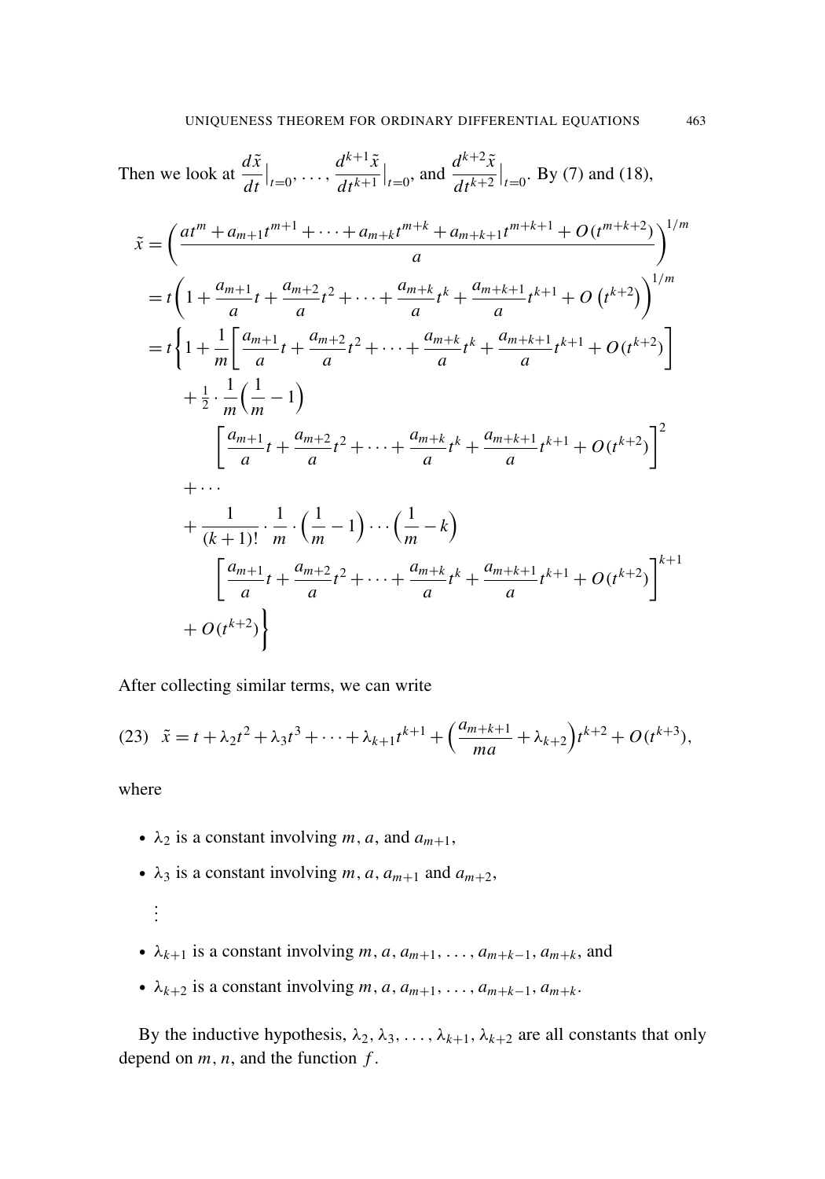Then we look at $\frac{d\tilde{x}}{dt}\big|_{t=0}, \ldots, \frac{d^{k+1}\tilde{x}}{dt^{k+1}}\big|_{t=0}$, and $\frac{d^{k+2}\tilde{x}}{dt^{k+2}}\big|_{t=0}$. By (7) and (18),

$$
\begin{aligned}
\tilde{x} &= \left( \frac{at^m + a_{m+1}t^{m+1} + \cdots + a_{m+k}t^{m+k} + a_{m+k+1}t^{m+k+1} + O(t^{m+k+2})}{a} \right)^{1/m} \\
&= t\left( 1 + \frac{a_{m+1}}{a}t + \frac{a_{m+2}}{a}t^2 + \cdots + \frac{a_{m+k}}{a}t^k + \frac{a_{m+k+1}}{a}t^{k+1} + O\left(t^{k+2}\right) \right)^{1/m} \\
&= t\Bigg\{ 1 + \frac{1}{m}\left[ \frac{a_{m+1}}{a}t + \frac{a_{m+2}}{a}t^2 + \cdots + \frac{a_{m+k}}{a}t^k + \frac{a_{m+k+1}}{a}t^{k+1} + O(t^{k+2}) \right] \\
&\quad + \tfrac{1}{2} \cdot \frac{1}{m}\left( \frac{1}{m} - 1 \right) \\
&\qquad \left[ \frac{a_{m+1}}{a}t + \frac{a_{m+2}}{a}t^2 + \cdots + \frac{a_{m+k}}{a}t^k + \frac{a_{m+k+1}}{a}t^{k+1} + O(t^{k+2}) \right]^2 \\
&\quad + \cdots \\
&\quad + \frac{1}{(k+1)!} \cdot \frac{1}{m} \cdot \left( \frac{1}{m} - 1 \right) \cdots \left( \frac{1}{m} - k \right) \\
&\qquad \left[ \frac{a_{m+1}}{a}t + \frac{a_{m+2}}{a}t^2 + \cdots + \frac{a_{m+k}}{a}t^k + \frac{a_{m+k+1}}{a}t^{k+1} + O(t^{k+2}) \right]^{k+1} \\
&\quad + O(t^{k+2}) \Bigg\}
\end{aligned}
$$

After collecting similar terms, we can write

$$
(23) \quad \tilde{x} = t + \lambda_2 t^2 + \lambda_3 t^3 + \cdots + \lambda_{k+1} t^{k+1} + \left( \frac{a_{m+k+1}}{ma} + \lambda_{k+2} \right) t^{k+2} + O(t^{k+3}),
$$

where

- $\lambda_2$ is a constant involving $m$, $a$, and $a_{m+1}$,
- $\lambda_3$ is a constant involving $m$, $a$, $a_{m+1}$ and $a_{m+2}$,

  $\vdots$

- $\lambda_{k+1}$ is a constant involving $m, a, a_{m+1}, \ldots, a_{m+k-1}, a_{m+k}$, and
- $\lambda_{k+2}$ is a constant involving $m, a, a_{m+1}, \ldots, a_{m+k-1}, a_{m+k}$.

By the inductive hypothesis, $\lambda_2, \lambda_3, \ldots, \lambda_{k+1}, \lambda_{k+2}$ are all constants that only depend on $m$, $n$, and the function $f$.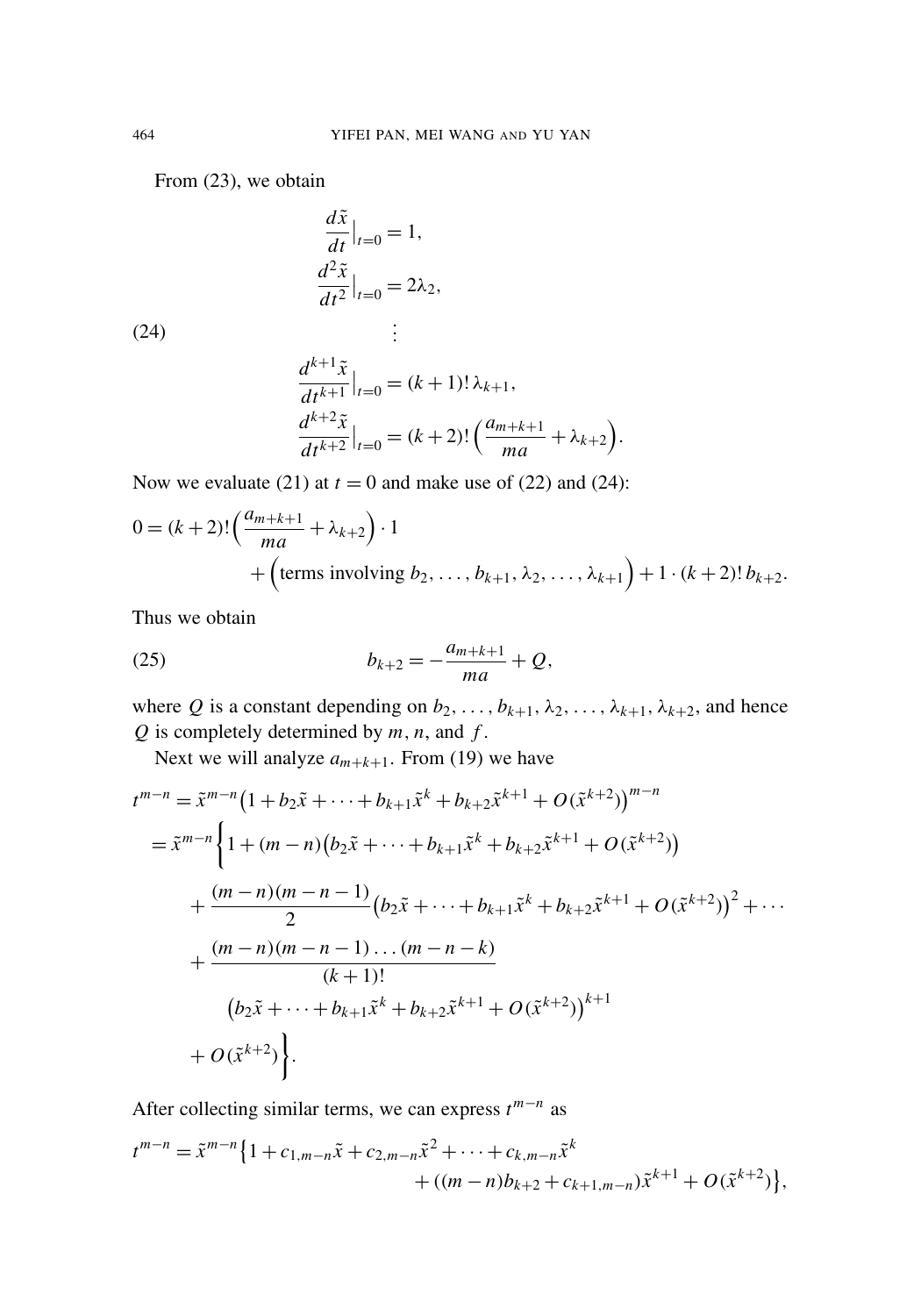From (23), we obtain

$$
\begin{aligned}
\frac{d\tilde{x}}{dt}\Big|_{t=0} &= 1, \\
\frac{d^2\tilde{x}}{dt^2}\Big|_{t=0} &= 2\lambda_2, \\
&\ \,\vdots \\
\frac{d^{k+1}\tilde{x}}{dt^{k+1}}\Big|_{t=0} &= (k+1)!\,\lambda_{k+1}, \\
\frac{d^{k+2}\tilde{x}}{dt^{k+2}}\Big|_{t=0} &= (k+2)!\Big(\frac{a_{m+k+1}}{ma} + \lambda_{k+2}\Big).
\end{aligned}
\tag{24}
$$

Now we evaluate (21) at $t = 0$ and make use of (22) and (24):

$$
\begin{aligned}
0 = (k+2)!\Big(\frac{a_{m+k+1}}{ma} + \lambda_{k+2}\Big)\cdot 1 \\
+ \Big(\text{terms involving } b_2, \dots, b_{k+1}, \lambda_2, \dots, \lambda_{k+1}\Big) + 1\cdot(k+2)!\, b_{k+2}.
\end{aligned}
$$

Thus we obtain

$$
b_{k+2} = -\frac{a_{m+k+1}}{ma} + Q, \tag{25}
$$

where $Q$ is a constant depending on $b_2, \dots, b_{k+1}, \lambda_2, \dots, \lambda_{k+1}, \lambda_{k+2}$, and hence $Q$ is completely determined by $m$, $n$, and $f$.

Next we will analyze $a_{m+k+1}$. From (19) we have

$$
\begin{aligned}
t^{m-n} &= \tilde{x}^{m-n}\big(1 + b_2\tilde{x} + \dots + b_{k+1}\tilde{x}^k + b_{k+2}\tilde{x}^{k+1} + O(\tilde{x}^{k+2})\big)^{m-n} \\
&= \tilde{x}^{m-n}\bigg\{1 + (m-n)\big(b_2\tilde{x} + \dots + b_{k+1}\tilde{x}^k + b_{k+2}\tilde{x}^{k+1} + O(\tilde{x}^{k+2})\big) \\
&\quad + \frac{(m-n)(m-n-1)}{2}\big(b_2\tilde{x} + \dots + b_{k+1}\tilde{x}^k + b_{k+2}\tilde{x}^{k+1} + O(\tilde{x}^{k+2})\big)^2 + \cdots \\
&\quad + \frac{(m-n)(m-n-1)\dots(m-n-k)}{(k+1)!} \\
&\qquad \big(b_2\tilde{x} + \dots + b_{k+1}\tilde{x}^k + b_{k+2}\tilde{x}^{k+1} + O(\tilde{x}^{k+2})\big)^{k+1} \\
&\quad + O(\tilde{x}^{k+2})\bigg\}.
\end{aligned}
$$

After collecting similar terms, we can express $t^{m-n}$ as

$$
\begin{aligned}
t^{m-n} = \tilde{x}^{m-n}\big\{1 + c_{1,m-n}\tilde{x} + c_{2,m-n}\tilde{x}^2 + \dots + c_{k,m-n}\tilde{x}^k \\
+ ((m-n)b_{k+2} + c_{k+1,m-n})\tilde{x}^{k+1} + O(\tilde{x}^{k+2})\big\},
\end{aligned}
$$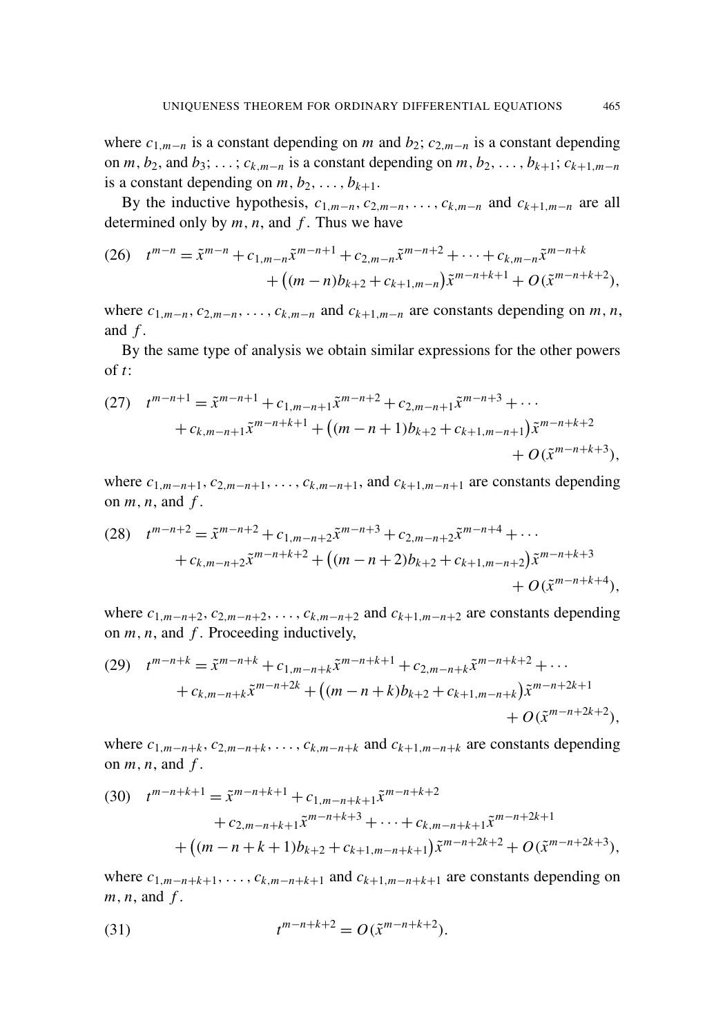where $c_{1,m-n}$ is a constant depending on $m$ and $b_2$; $c_{2,m-n}$ is a constant depending on $m$, $b_2$, and $b_3$; ...; $c_{k,m-n}$ is a constant depending on $m, b_2, \dots, b_{k+1}$; $c_{k+1,m-n}$ is a constant depending on $m, b_2, \dots, b_{k+1}$.

By the inductive hypothesis, $c_{1,m-n}, c_{2,m-n}, \dots, c_{k,m-n}$ and $c_{k+1,m-n}$ are all determined only by $m$, $n$, and $f$. Thus we have

$$
\begin{aligned}
(26)\quad t^{m-n} = \tilde{x}^{m-n} &+ c_{1,m-n}\tilde{x}^{m-n+1} + c_{2,m-n}\tilde{x}^{m-n+2} + \cdots + c_{k,m-n}\tilde{x}^{m-n+k} \\
&+ \big((m-n)b_{k+2} + c_{k+1,m-n}\big)\tilde{x}^{m-n+k+1} + O(\tilde{x}^{m-n+k+2}),
\end{aligned}
$$

where $c_{1,m-n}, c_{2,m-n}, \dots, c_{k,m-n}$ and $c_{k+1,m-n}$ are constants depending on $m$, $n$, and $f$.

By the same type of analysis we obtain similar expressions for the other powers of $t$:

$$
\begin{aligned}
(27)\quad t^{m-n+1} = \tilde{x}^{m-n+1} &+ c_{1,m-n+1}\tilde{x}^{m-n+2} + c_{2,m-n+1}\tilde{x}^{m-n+3} + \cdots \\
&+ c_{k,m-n+1}\tilde{x}^{m-n+k+1} + \big((m-n+1)b_{k+2} + c_{k+1,m-n+1}\big)\tilde{x}^{m-n+k+2} \\
&+ O(\tilde{x}^{m-n+k+3}),
\end{aligned}
$$

where $c_{1,m-n+1}, c_{2,m-n+1}, \dots, c_{k,m-n+1}$, and $c_{k+1,m-n+1}$ are constants depending on $m$, $n$, and $f$.

$$
\begin{aligned}
(28)\quad t^{m-n+2} = \tilde{x}^{m-n+2} &+ c_{1,m-n+2}\tilde{x}^{m-n+3} + c_{2,m-n+2}\tilde{x}^{m-n+4} + \cdots \\
&+ c_{k,m-n+2}\tilde{x}^{m-n+k+2} + \big((m-n+2)b_{k+2} + c_{k+1,m-n+2}\big)\tilde{x}^{m-n+k+3} \\
&+ O(\tilde{x}^{m-n+k+4}),
\end{aligned}
$$

where $c_{1,m-n+2}, c_{2,m-n+2}, \dots, c_{k,m-n+2}$ and $c_{k+1,m-n+2}$ are constants depending on $m$, $n$, and $f$. Proceeding inductively,

$$
\begin{aligned}
(29)\quad t^{m-n+k} = \tilde{x}^{m-n+k} &+ c_{1,m-n+k}\tilde{x}^{m-n+k+1} + c_{2,m-n+k}\tilde{x}^{m-n+k+2} + \cdots \\
&+ c_{k,m-n+k}\tilde{x}^{m-n+2k} + \big((m-n+k)b_{k+2} + c_{k+1,m-n+k}\big)\tilde{x}^{m-n+2k+1} \\
&+ O(\tilde{x}^{m-n+2k+2}),
\end{aligned}
$$

where $c_{1,m-n+k}, c_{2,m-n+k}, \dots, c_{k,m-n+k}$ and $c_{k+1,m-n+k}$ are constants depending on $m$, $n$, and $f$.

$$
\begin{aligned}
(30)\quad t^{m-n+k+1} = \tilde{x}^{m-n+k+1} &+ c_{1,m-n+k+1}\tilde{x}^{m-n+k+2} \\
&+ c_{2,m-n+k+1}\tilde{x}^{m-n+k+3} + \cdots + c_{k,m-n+k+1}\tilde{x}^{m-n+2k+1} \\
&+ \big((m-n+k+1)b_{k+2} + c_{k+1,m-n+k+1}\big)\tilde{x}^{m-n+2k+2} + O(\tilde{x}^{m-n+2k+3}),
\end{aligned}
$$

where $c_{1,m-n+k+1}, \dots, c_{k,m-n+k+1}$ and $c_{k+1,m-n+k+1}$ are constants depending on $m$, $n$, and $f$.

$$
(31)\qquad t^{m-n+k+2} = O(\tilde{x}^{m-n+k+2}).
$$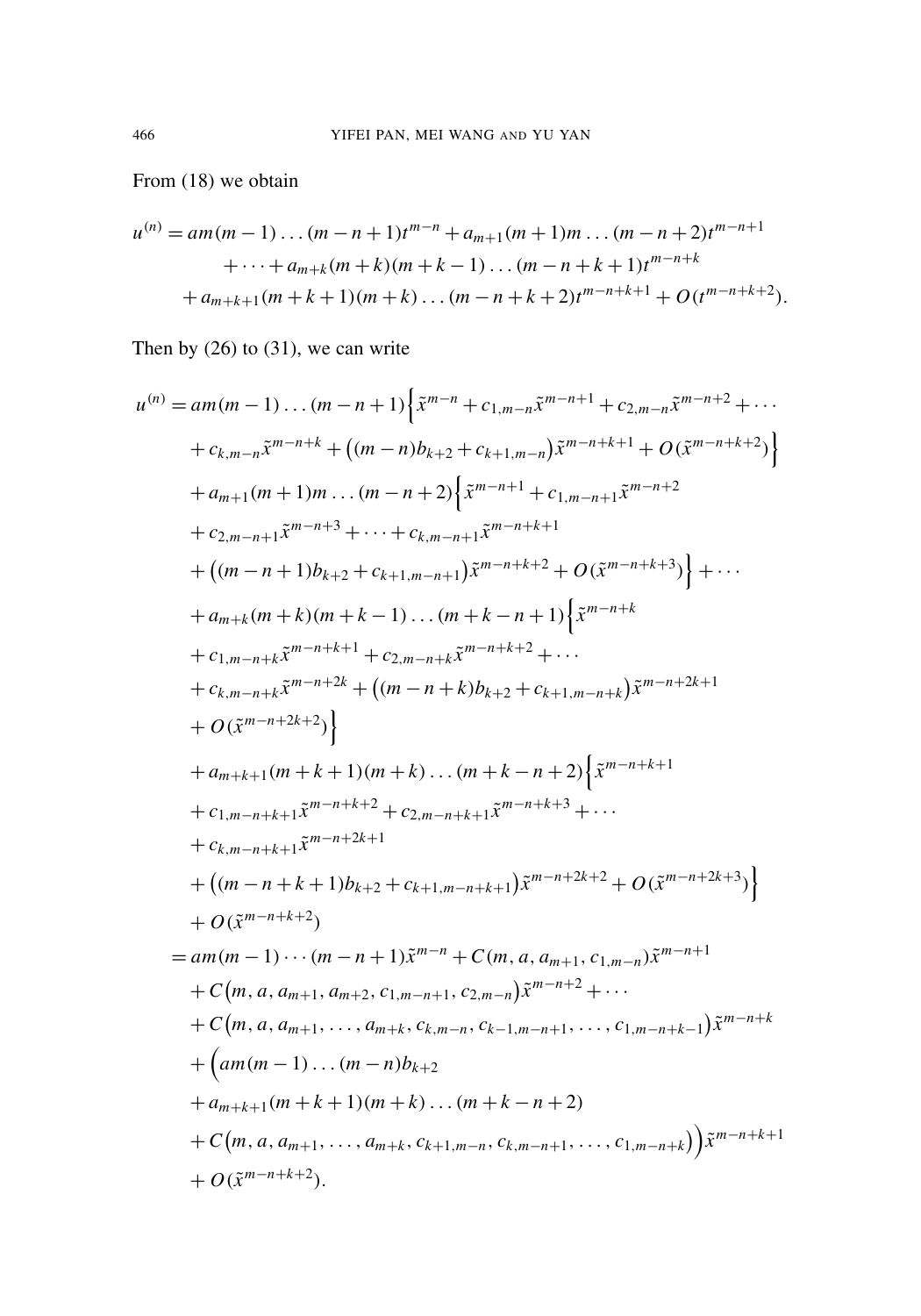From (18) we obtain

$$
\begin{aligned}
u^{(n)} = {} & am(m-1)\dots(m-n+1)t^{m-n} + a_{m+1}(m+1)m\dots(m-n+2)t^{m-n+1} \\
& + \dots + a_{m+k}(m+k)(m+k-1)\dots(m-n+k+1)t^{m-n+k} \\
& + a_{m+k+1}(m+k+1)(m+k)\dots(m-n+k+2)t^{m-n+k+1} + O(t^{m-n+k+2}).
\end{aligned}
$$

Then by (26) to (31), we can write

$$
\begin{aligned}
u^{(n)} = {} & am(m-1)\dots(m-n+1)\Big\{\tilde{x}^{m-n} + c_{1,m-n}\tilde{x}^{m-n+1} + c_{2,m-n}\tilde{x}^{m-n+2} + \cdots \\
& + c_{k,m-n}\tilde{x}^{m-n+k} + \big((m-n)b_{k+2} + c_{k+1,m-n}\big)\tilde{x}^{m-n+k+1} + O(\tilde{x}^{m-n+k+2})\Big\} \\
& + a_{m+1}(m+1)m\dots(m-n+2)\Big\{\tilde{x}^{m-n+1} + c_{1,m-n+1}\tilde{x}^{m-n+2} \\
& + c_{2,m-n+1}\tilde{x}^{m-n+3} + \dots + c_{k,m-n+1}\tilde{x}^{m-n+k+1} \\
& + \big((m-n+1)b_{k+2} + c_{k+1,m-n+1}\big)\tilde{x}^{m-n+k+2} + O(\tilde{x}^{m-n+k+3})\Big\} + \cdots \\
& + a_{m+k}(m+k)(m+k-1)\dots(m+k-n+1)\Big\{\tilde{x}^{m-n+k} \\
& + c_{1,m-n+k}\tilde{x}^{m-n+k+1} + c_{2,m-n+k}\tilde{x}^{m-n+k+2} + \cdots \\
& + c_{k,m-n+k}\tilde{x}^{m-n+2k} + \big((m-n+k)b_{k+2} + c_{k+1,m-n+k}\big)\tilde{x}^{m-n+2k+1} \\
& + O(\tilde{x}^{m-n+2k+2})\Big\} \\
& + a_{m+k+1}(m+k+1)(m+k)\dots(m+k-n+2)\Big\{\tilde{x}^{m-n+k+1} \\
& + c_{1,m-n+k+1}\tilde{x}^{m-n+k+2} + c_{2,m-n+k+1}\tilde{x}^{m-n+k+3} + \cdots \\
& + c_{k,m-n+k+1}\tilde{x}^{m-n+2k+1} \\
& + \big((m-n+k+1)b_{k+2} + c_{k+1,m-n+k+1}\big)\tilde{x}^{m-n+2k+2} + O(\tilde{x}^{m-n+2k+3})\Big\} \\
& + O(\tilde{x}^{m-n+k+2}) \\
= {} & am(m-1)\cdots(m-n+1)\tilde{x}^{m-n} + C(m, a, a_{m+1}, c_{1,m-n})\tilde{x}^{m-n+1} \\
& + C\big(m, a, a_{m+1}, a_{m+2}, c_{1,m-n+1}, c_{2,m-n}\big)\tilde{x}^{m-n+2} + \cdots \\
& + C\big(m, a, a_{m+1}, \dots, a_{m+k}, c_{k,m-n}, c_{k-1,m-n+1}, \dots, c_{1,m-n+k-1}\big)\tilde{x}^{m-n+k} \\
& + \Big(am(m-1)\dots(m-n)b_{k+2} \\
& + a_{m+k+1}(m+k+1)(m+k)\dots(m+k-n+2) \\
& + C\big(m, a, a_{m+1}, \dots, a_{m+k}, c_{k+1,m-n}, c_{k,m-n+1}, \dots, c_{1,m-n+k}\big)\Big)\tilde{x}^{m-n+k+1} \\
& + O(\tilde{x}^{m-n+k+2}).
\end{aligned}
$$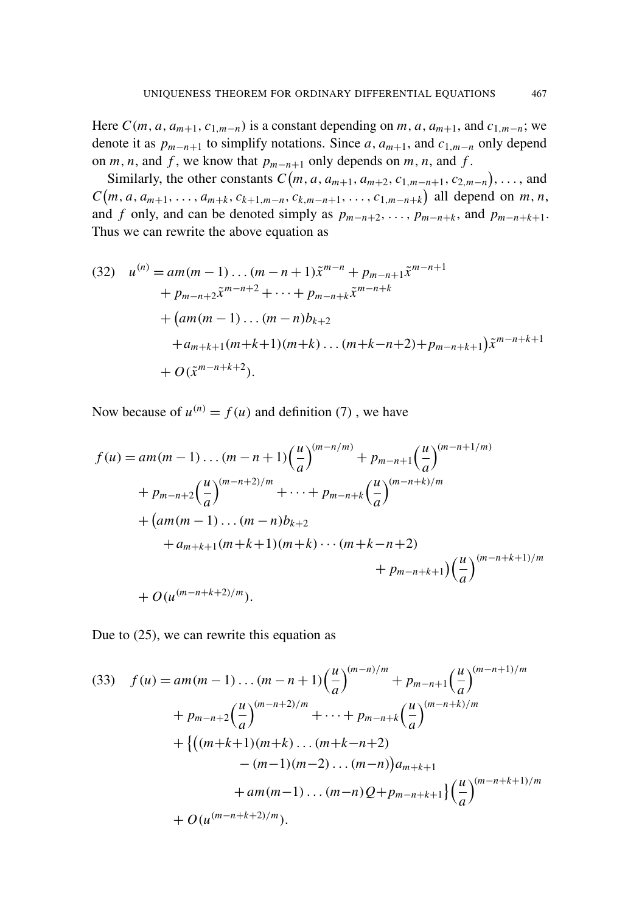Here $C(m, a, a_{m+1}, c_{1,m-n})$ is a constant depending on $m$, $a$, $a_{m+1}$, and $c_{1,m-n}$; we denote it as $p_{m-n+1}$ to simplify notations. Since $a$, $a_{m+1}$, and $c_{1,m-n}$ only depend on $m$, $n$, and $f$, we know that $p_{m-n+1}$ only depends on $m$, $n$, and $f$.

Similarly, the other constants $C\big(m, a, a_{m+1}, a_{m+2}, c_{1,m-n+1}, c_{2,m-n}\big), \dots,$ and $C\big(m, a, a_{m+1}, \dots, a_{m+k}, c_{k+1,m-n}, c_{k,m-n+1}, \dots, c_{1,m-n+k}\big)$ all depend on $m$, $n$, and $f$ only, and can be denoted simply as $p_{m-n+2}, \dots, p_{m-n+k}$, and $p_{m-n+k+1}$. Thus we can rewrite the above equation as

$$
\begin{aligned}
(32)\quad u^{(n)} &= am(m-1)\dots(m-n+1)\tilde{x}^{m-n} + p_{m-n+1}\tilde{x}^{m-n+1} \\
&\quad + p_{m-n+2}\tilde{x}^{m-n+2} + \cdots + p_{m-n+k}\tilde{x}^{m-n+k} \\
&\quad + \big(am(m-1)\dots(m-n)b_{k+2} \\
&\qquad + a_{m+k+1}(m+k+1)(m+k)\dots(m+k-n+2) + p_{m-n+k+1}\big)\tilde{x}^{m-n+k+1} \\
&\quad + O(\tilde{x}^{m-n+k+2}).
\end{aligned}
$$

Now because of $u^{(n)} = f(u)$ and definition (7) , we have

$$
\begin{aligned}
f(u) &= am(m-1)\dots(m-n+1)\Big(\frac{u}{a}\Big)^{(m-n/m)} + p_{m-n+1}\Big(\frac{u}{a}\Big)^{(m-n+1/m)} \\
&\quad + p_{m-n+2}\Big(\frac{u}{a}\Big)^{(m-n+2)/m} + \cdots + p_{m-n+k}\Big(\frac{u}{a}\Big)^{(m-n+k)/m} \\
&\quad + \big(am(m-1)\dots(m-n)b_{k+2} \\
&\qquad + a_{m+k+1}(m+k+1)(m+k)\cdots(m+k-n+2) \\
&\qquad\qquad + p_{m-n+k+1}\big)\Big(\frac{u}{a}\Big)^{(m-n+k+1)/m} \\
&\quad + O(u^{(m-n+k+2)/m}).
\end{aligned}
$$

Due to (25), we can rewrite this equation as

$$
\begin{aligned}
(33)\quad f(u) &= am(m-1)\dots(m-n+1)\Big(\frac{u}{a}\Big)^{(m-n)/m} + p_{m-n+1}\Big(\frac{u}{a}\Big)^{(m-n+1)/m} \\
&\quad + p_{m-n+2}\Big(\frac{u}{a}\Big)^{(m-n+2)/m} + \cdots + p_{m-n+k}\Big(\frac{u}{a}\Big)^{(m-n+k)/m} \\
&\quad + \big\{\big((m+k+1)(m+k)\dots(m+k-n+2) \\
&\qquad - (m-1)(m-2)\dots(m-n)\big)a_{m+k+1} \\
&\qquad\qquad + am(m-1)\dots(m-n)Q + p_{m-n+k+1}\big\}\Big(\frac{u}{a}\Big)^{(m-n+k+1)/m} \\
&\quad + O(u^{(m-n+k+2)/m}).
\end{aligned}
$$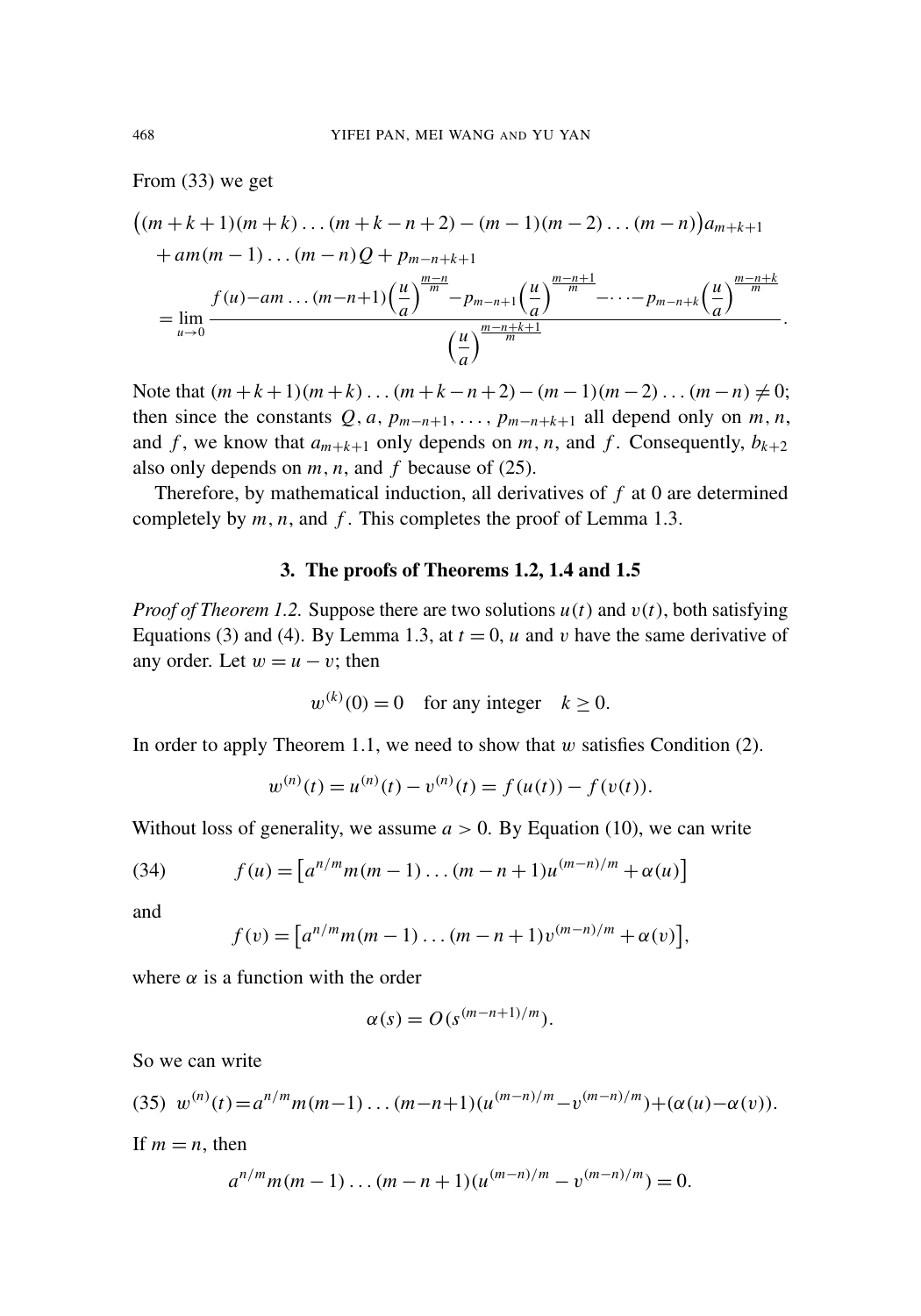From (33) we get

$$
\begin{aligned}
&\big((m+k+1)(m+k)\dots(m+k-n+2)-(m-1)(m-2)\dots(m-n)\big)a_{m+k+1}\\
&\quad + am(m-1)\dots(m-n)Q + p_{m-n+k+1}\\
&= \lim_{u\to 0}\frac{f(u)-am\dots(m-n+1)\Big(\dfrac{u}{a}\Big)^{\frac{m-n}{m}}-p_{m-n+1}\Big(\dfrac{u}{a}\Big)^{\frac{m-n+1}{m}}-\dots-p_{m-n+k}\Big(\dfrac{u}{a}\Big)^{\frac{m-n+k}{m}}}{\Big(\dfrac{u}{a}\Big)^{\frac{m-n+k+1}{m}}}.
\end{aligned}
$$

Note that $(m+k+1)(m+k)\dots(m+k-n+2)-(m-1)(m-2)\dots(m-n)\neq 0$; then since the constants $Q$, $a$, $p_{m-n+1},\dots,p_{m-n+k+1}$ all depend only on $m$, $n$, and $f$, we know that $a_{m+k+1}$ only depends on $m$, $n$, and $f$. Consequently, $b_{k+2}$ also only depends on $m$, $n$, and $f$ because of (25).

Therefore, by mathematical induction, all derivatives of $f$ at 0 are determined completely by $m$, $n$, and $f$. This completes the proof of Lemma 1.3.

## 3. The proofs of Theorems 1.2, 1.4 and 1.5

*Proof of Theorem 1.2.* Suppose there are two solutions $u(t)$ and $v(t)$, both satisfying Equations (3) and (4). By Lemma 1.3, at $t=0$, $u$ and $v$ have the same derivative of any order. Let $w=u-v$; then

$$
w^{(k)}(0)=0 \quad \text{for any integer} \quad k\geq 0.
$$

In order to apply Theorem 1.1, we need to show that $w$ satisfies Condition (2).

$$
w^{(n)}(t)=u^{(n)}(t)-v^{(n)}(t)=f(u(t))-f(v(t)).
$$

Without loss of generality, we assume $a>0$. By Equation (10), we can write

$$
f(u)=\big[a^{n/m}m(m-1)\dots(m-n+1)u^{(m-n)/m}+\alpha(u)\big] \tag{34}
$$

and

$$
f(v)=\big[a^{n/m}m(m-1)\dots(m-n+1)v^{(m-n)/m}+\alpha(v)\big],
$$

where $\alpha$ is a function with the order

$$
\alpha(s)=O(s^{(m-n+1)/m}).
$$

So we can write

$$
w^{(n)}(t)=a^{n/m}m(m-1)\dots(m-n+1)(u^{(m-n)/m}-v^{(m-n)/m})+(\alpha(u)-\alpha(v)). \tag{35}
$$

If $m=n$, then

$$
a^{n/m}m(m-1)\dots(m-n+1)(u^{(m-n)/m}-v^{(m-n)/m})=0.
$$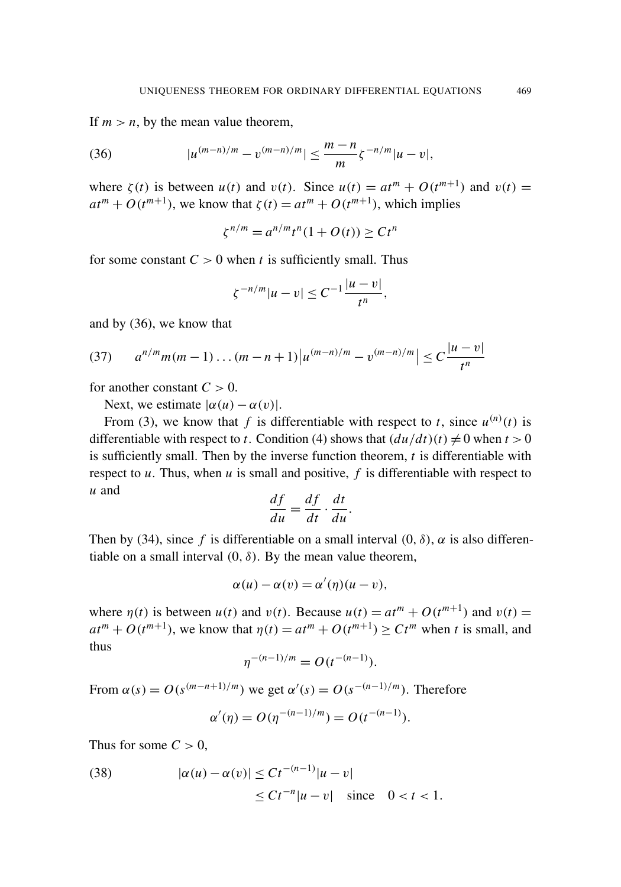If $m > n$, by the mean value theorem,

$$|u^{(m-n)/m} - v^{(m-n)/m}| \le \frac{m-n}{m}\zeta^{-n/m}|u - v|, \tag{36}$$

where $\zeta(t)$ is between $u(t)$ and $v(t)$. Since $u(t) = at^m + O(t^{m+1})$ and $v(t) = at^m + O(t^{m+1})$, we know that $\zeta(t) = at^m + O(t^{m+1})$, which implies

$$\zeta^{n/m} = a^{n/m}t^n(1 + O(t)) \ge Ct^n$$

for some constant $C > 0$ when $t$ is sufficiently small. Thus

$$\zeta^{-n/m}|u - v| \le C^{-1}\frac{|u - v|}{t^n},$$

and by (36), we know that

$$a^{n/m}m(m-1)\dots(m-n+1)\big|u^{(m-n)/m} - v^{(m-n)/m}\big| \le C\frac{|u - v|}{t^n} \tag{37}$$

for another constant $C > 0$.

Next, we estimate $|\alpha(u) - \alpha(v)|$.

From (3), we know that $f$ is differentiable with respect to $t$, since $u^{(n)}(t)$ is differentiable with respect to $t$. Condition (4) shows that $(du/dt)(t) \ne 0$ when $t > 0$ is sufficiently small. Then by the inverse function theorem, $t$ is differentiable with respect to $u$. Thus, when $u$ is small and positive, $f$ is differentiable with respect to $u$ and

$$\frac{df}{du} = \frac{df}{dt}\cdot\frac{dt}{du}.$$

Then by (34), since $f$ is differentiable on a small interval $(0, \delta)$, $\alpha$ is also differentiable on a small interval $(0, \delta)$. By the mean value theorem,

$$\alpha(u) - \alpha(v) = \alpha'(\eta)(u - v),$$

where $\eta(t)$ is between $u(t)$ and $v(t)$. Because $u(t) = at^m + O(t^{m+1})$ and $v(t) = at^m + O(t^{m+1})$, we know that $\eta(t) = at^m + O(t^{m+1}) \ge Ct^m$ when $t$ is small, and thus

$$\eta^{-(n-1)/m} = O(t^{-(n-1)}).$$

From $\alpha(s) = O(s^{(m-n+1)/m})$ we get $\alpha'(s) = O(s^{-(n-1)/m})$. Therefore

$$\alpha'(\eta) = O(\eta^{-(n-1)/m}) = O(t^{-(n-1)}).$$

Thus for some $C > 0$,

$$\begin{aligned}|\alpha(u) - \alpha(v)| &\le Ct^{-(n-1)}|u - v| \\ &\le Ct^{-n}|u - v| \quad \text{since} \quad 0 < t < 1.\end{aligned} \tag{38}$$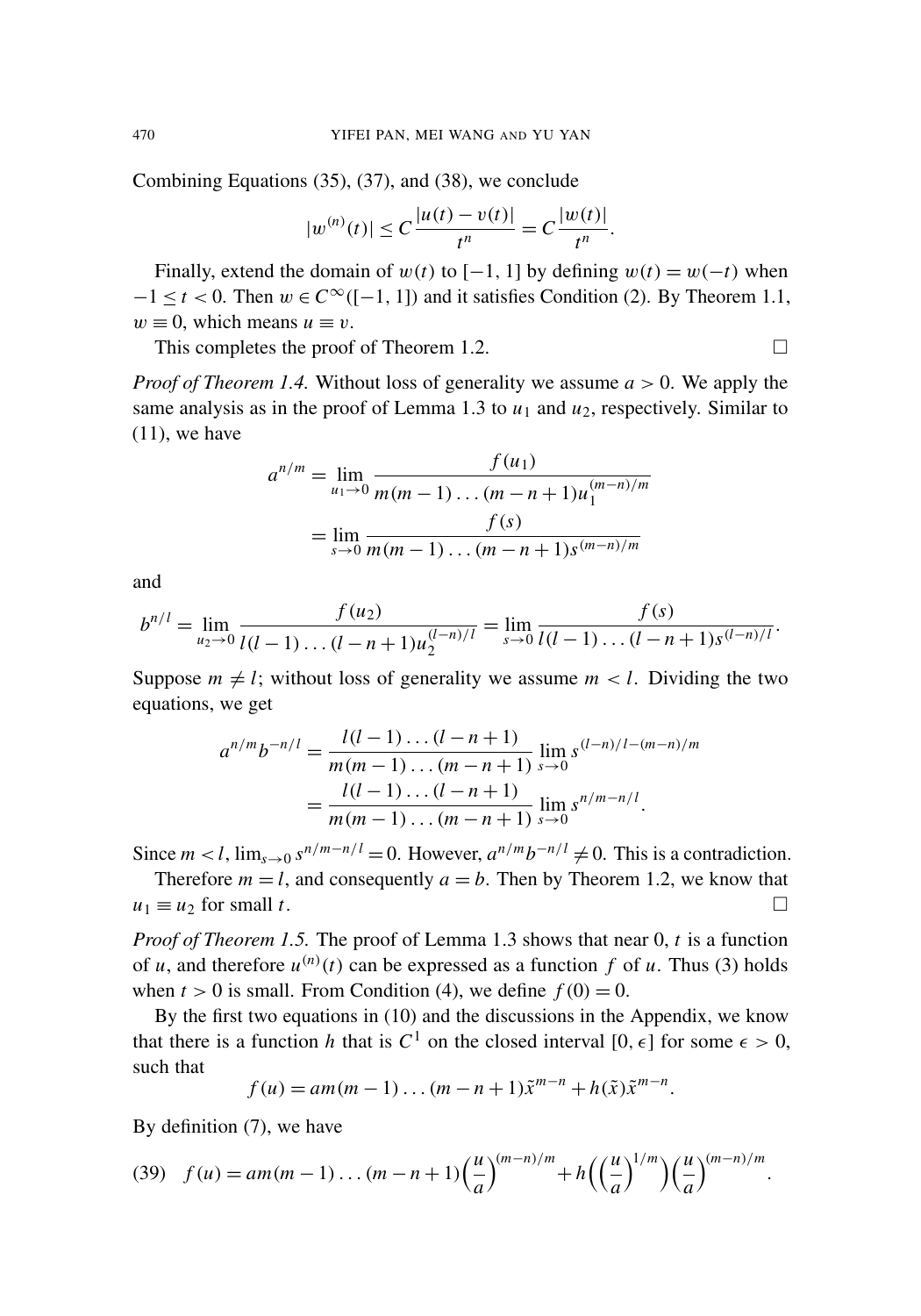Combining Equations (35), (37), and (38), we conclude

$$|w^{(n)}(t)| \le C\frac{|u(t)-v(t)|}{t^n} = C\frac{|w(t)|}{t^n}.$$

Finally, extend the domain of $w(t)$ to $[-1, 1]$ by defining $w(t) = w(-t)$ when $-1 \le t < 0$. Then $w \in C^\infty([-1, 1])$ and it satisfies Condition (2). By Theorem 1.1, $w \equiv 0$, which means $u \equiv v$.

This completes the proof of Theorem 1.2. □

*Proof of Theorem 1.4.* Without loss of generality we assume $a > 0$. We apply the same analysis as in the proof of Lemma 1.3 to $u_1$ and $u_2$, respectively. Similar to (11), we have

$$\begin{aligned} a^{n/m} &= \lim_{u_1\to 0} \frac{f(u_1)}{m(m-1)\dots(m-n+1)u_1^{(m-n)/m}} \\ &= \lim_{s\to 0} \frac{f(s)}{m(m-1)\dots(m-n+1)s^{(m-n)/m}} \end{aligned}$$

and

$$b^{n/l} = \lim_{u_2\to 0} \frac{f(u_2)}{l(l-1)\dots(l-n+1)u_2^{(l-n)/l}} = \lim_{s\to 0} \frac{f(s)}{l(l-1)\dots(l-n+1)s^{(l-n)/l}}.$$

Suppose $m \ne l$; without loss of generality we assume $m < l$. Dividing the two equations, we get

$$\begin{aligned} a^{n/m}b^{-n/l} &= \frac{l(l-1)\dots(l-n+1)}{m(m-1)\dots(m-n+1)} \lim_{s\to 0} s^{(l-n)/l-(m-n)/m} \\ &= \frac{l(l-1)\dots(l-n+1)}{m(m-1)\dots(m-n+1)} \lim_{s\to 0} s^{n/m-n/l}. \end{aligned}$$

Since $m < l$, $\lim_{s\to 0} s^{n/m-n/l} = 0$. However, $a^{n/m}b^{-n/l} \ne 0$. This is a contradiction.

Therefore $m = l$, and consequently $a = b$. Then by Theorem 1.2, we know that $u_1 \equiv u_2$ for small $t$. □

*Proof of Theorem 1.5.* The proof of Lemma 1.3 shows that near 0, $t$ is a function of $u$, and therefore $u^{(n)}(t)$ can be expressed as a function $f$ of $u$. Thus (3) holds when $t > 0$ is small. From Condition (4), we define $f(0) = 0$.

By the first two equations in (10) and the discussions in the Appendix, we know that there is a function $h$ that is $C^1$ on the closed interval $[0, \epsilon]$ for some $\epsilon > 0$, such that

$$f(u) = am(m-1)\dots(m-n+1)\tilde{x}^{m-n} + h(\tilde{x})\tilde{x}^{m-n}.$$

By definition (7), we have

$$f(u) = am(m-1)\dots(m-n+1)\Big(\frac{u}{a}\Big)^{(m-n)/m} + h\Big(\Big(\frac{u}{a}\Big)^{1/m}\Big)\Big(\frac{u}{a}\Big)^{(m-n)/m}. \tag{39}$$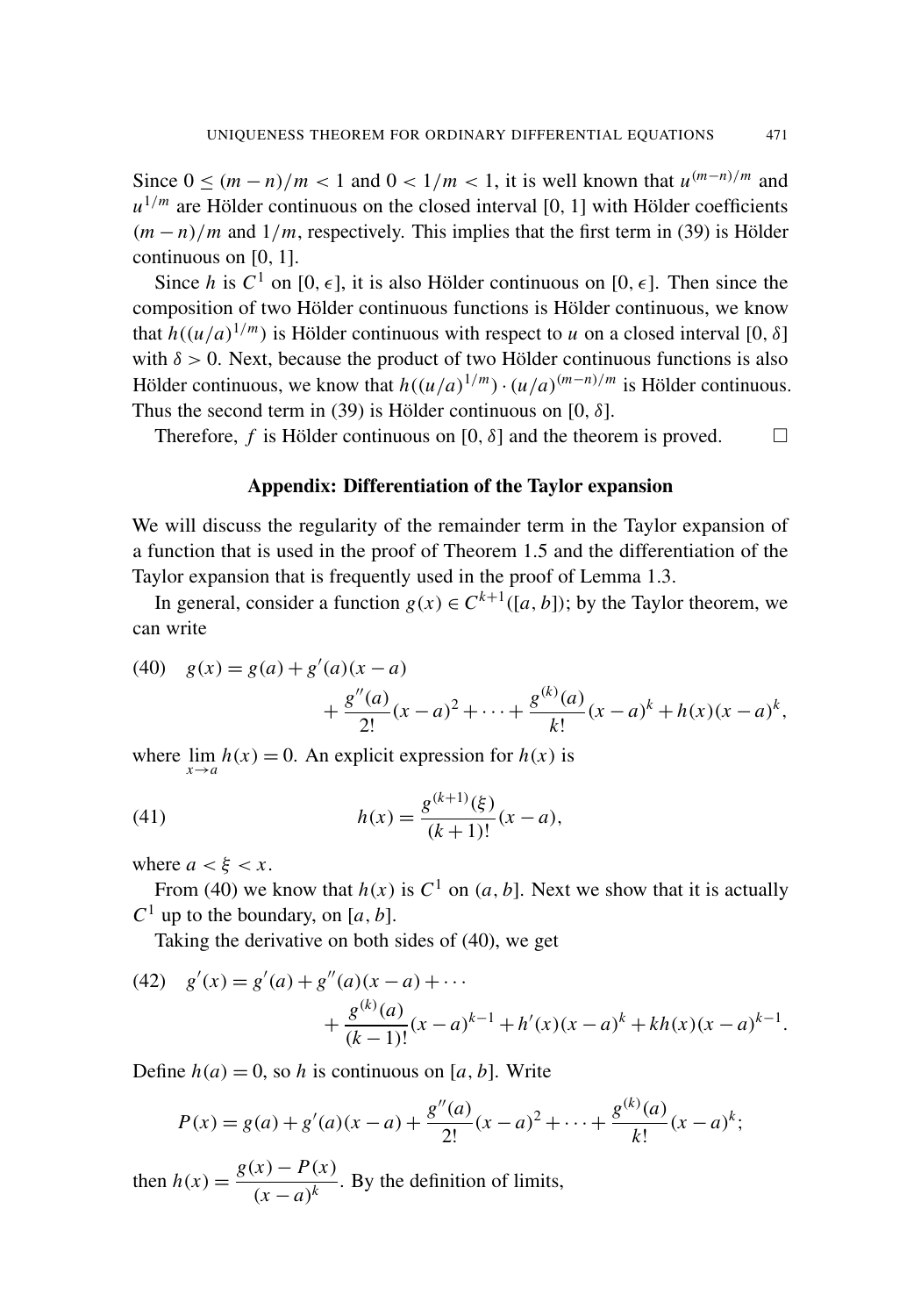Since $0 \le (m-n)/m < 1$ and $0 < 1/m < 1$, it is well known that $u^{(m-n)/m}$ and $u^{1/m}$ are Hölder continuous on the closed interval $[0, 1]$ with Hölder coefficients $(m-n)/m$ and $1/m$, respectively. This implies that the first term in (39) is Hölder continuous on $[0, 1]$.

Since $h$ is $C^1$ on $[0, \epsilon]$, it is also Hölder continuous on $[0, \epsilon]$. Then since the composition of two Hölder continuous functions is Hölder continuous, we know that $h((u/a)^{1/m})$ is Hölder continuous with respect to $u$ on a closed interval $[0, \delta]$ with $\delta > 0$. Next, because the product of two Hölder continuous functions is also Hölder continuous, we know that $h((u/a)^{1/m}) \cdot (u/a)^{(m-n)/m}$ is Hölder continuous. Thus the second term in (39) is Hölder continuous on $[0, \delta]$.

Therefore, $f$ is Hölder continuous on $[0, \delta]$ and the theorem is proved. □

## Appendix: Differentiation of the Taylor expansion

We will discuss the regularity of the remainder term in the Taylor expansion of a function that is used in the proof of Theorem 1.5 and the differentiation of the Taylor expansion that is frequently used in the proof of Lemma 1.3.

In general, consider a function $g(x) \in C^{k+1}([a, b])$; by the Taylor theorem, we can write

$$g(x) = g(a) + g'(a)(x-a) + \frac{g''(a)}{2!}(x-a)^2 + \cdots + \frac{g^{(k)}(a)}{k!}(x-a)^k + h(x)(x-a)^k, \tag{40}$$

where $\lim_{x \to a} h(x) = 0$. An explicit expression for $h(x)$ is

$$h(x) = \frac{g^{(k+1)}(\xi)}{(k+1)!}(x-a), \tag{41}$$

where $a < \xi < x$.

From (40) we know that $h(x)$ is $C^1$ on $(a, b]$. Next we show that it is actually $C^1$ up to the boundary, on $[a, b]$.

Taking the derivative on both sides of (40), we get

$$g'(x) = g'(a) + g''(a)(x-a) + \cdots + \frac{g^{(k)}(a)}{(k-1)!}(x-a)^{k-1} + h'(x)(x-a)^k + kh(x)(x-a)^{k-1}. \tag{42}$$

Define $h(a) = 0$, so $h$ is continuous on $[a, b]$. Write

$$P(x) = g(a) + g'(a)(x-a) + \frac{g''(a)}{2!}(x-a)^2 + \cdots + \frac{g^{(k)}(a)}{k!}(x-a)^k;$$

then $h(x) = \dfrac{g(x) - P(x)}{(x-a)^k}$. By the definition of limits,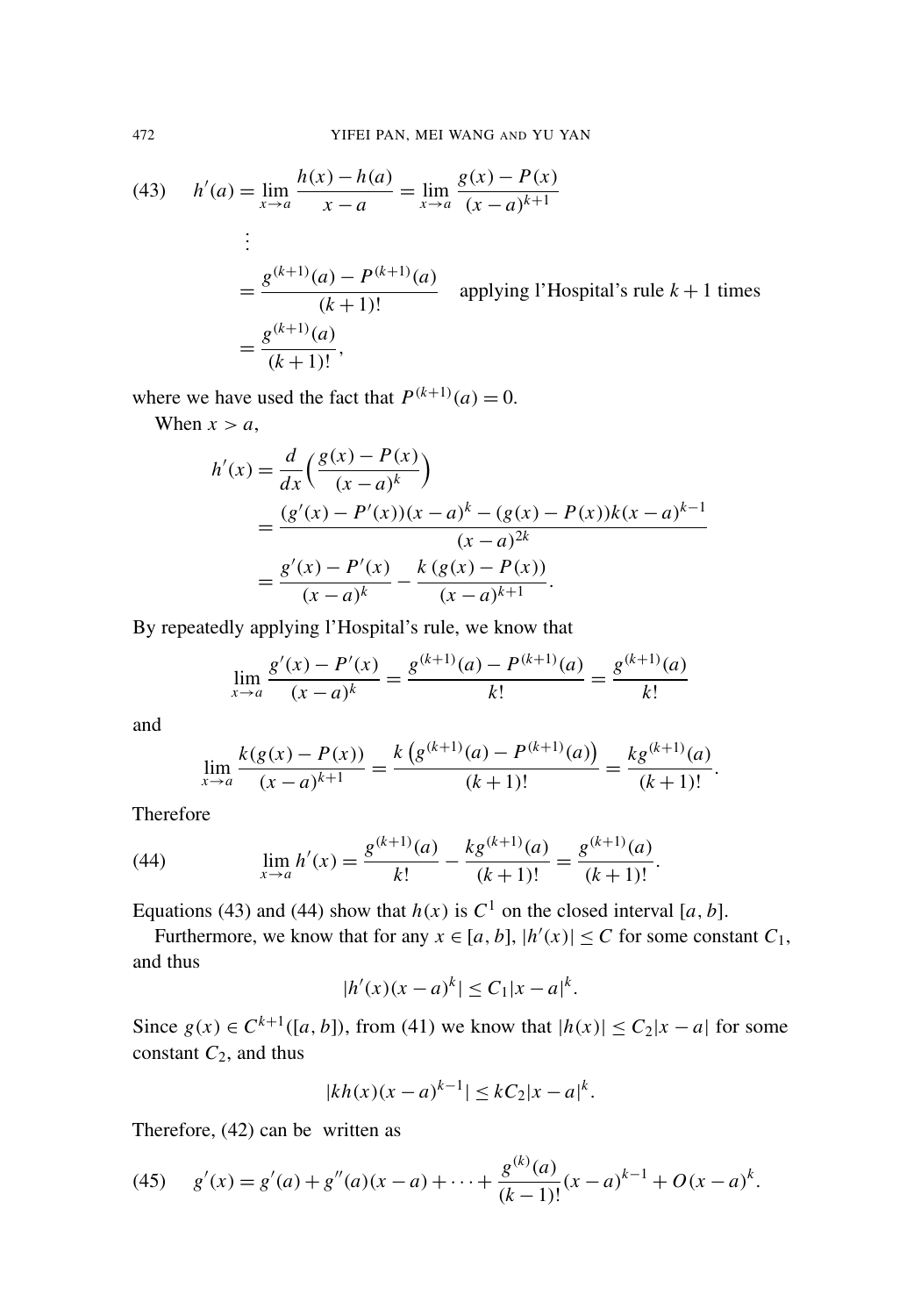$$
\begin{aligned}
(43) \qquad h'(a) &= \lim_{x \to a} \frac{h(x) - h(a)}{x - a} = \lim_{x \to a} \frac{g(x) - P(x)}{(x-a)^{k+1}} \\
&\ \ \vdots \\
&= \frac{g^{(k+1)}(a) - P^{(k+1)}(a)}{(k+1)!} \quad \text{applying l'Hospital's rule } k+1 \text{ times} \\
&= \frac{g^{(k+1)}(a)}{(k+1)!},
\end{aligned}
$$

where we have used the fact that $P^{(k+1)}(a) = 0$.

When $x > a$,

$$
\begin{aligned}
h'(x) &= \frac{d}{dx}\Big(\frac{g(x) - P(x)}{(x-a)^k}\Big) \\
&= \frac{(g'(x) - P'(x))(x-a)^k - (g(x) - P(x))k(x-a)^{k-1}}{(x-a)^{2k}} \\
&= \frac{g'(x) - P'(x)}{(x-a)^k} - \frac{k\,(g(x) - P(x))}{(x-a)^{k+1}}.
\end{aligned}
$$

By repeatedly applying l'Hospital's rule, we know that

$$
\lim_{x \to a} \frac{g'(x) - P'(x)}{(x-a)^k} = \frac{g^{(k+1)}(a) - P^{(k+1)}(a)}{k!} = \frac{g^{(k+1)}(a)}{k!}
$$

and

$$
\lim_{x \to a} \frac{k(g(x) - P(x))}{(x-a)^{k+1}} = \frac{k\left(g^{(k+1)}(a) - P^{(k+1)}(a)\right)}{(k+1)!} = \frac{kg^{(k+1)}(a)}{(k+1)!}.
$$

Therefore

$$
(44) \qquad \lim_{x \to a} h'(x) = \frac{g^{(k+1)}(a)}{k!} - \frac{kg^{(k+1)}(a)}{(k+1)!} = \frac{g^{(k+1)}(a)}{(k+1)!}.
$$

Equations (43) and (44) show that $h(x)$ is $C^1$ on the closed interval $[a, b]$.

Furthermore, we know that for any $x \in [a, b]$, $|h'(x)| \le C$ for some constant $C_1$, and thus

$$
|h'(x)(x-a)^k| \le C_1 |x-a|^k.
$$

Since $g(x) \in C^{k+1}([a, b])$, from (41) we know that $|h(x)| \le C_2 |x-a|$ for some constant $C_2$, and thus

$$
|kh(x)(x-a)^{k-1}| \le kC_2 |x-a|^k.
$$

Therefore, (42) can be written as

$$
(45) \qquad g'(x) = g'(a) + g''(a)(x-a) + \cdots + \frac{g^{(k)}(a)}{(k-1)!}(x-a)^{k-1} + O(x-a)^k.
$$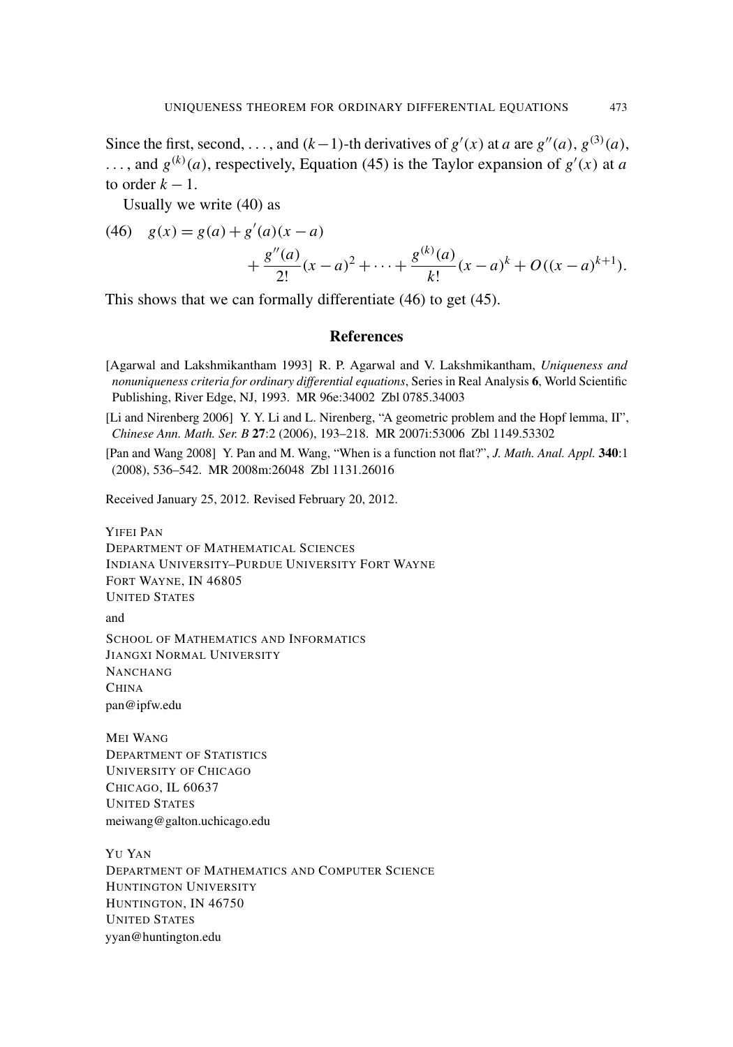Since the first, second, ..., and $(k-1)$-th derivatives of $g'(x)$ at $a$ are $g''(a)$, $g^{(3)}(a)$, ..., and $g^{(k)}(a)$, respectively, Equation (45) is the Taylor expansion of $g'(x)$ at $a$ to order $k-1$.

Usually we write (40) as

$$g(x) = g(a) + g'(a)(x-a) + \frac{g''(a)}{2!}(x-a)^2 + \cdots + \frac{g^{(k)}(a)}{k!}(x-a)^k + O((x-a)^{k+1}). \tag{46}$$

This shows that we can formally differentiate (46) to get (45).

## References

[Agarwal and Lakshmikantham 1993] R. P. Agarwal and V. Lakshmikantham, *Uniqueness and nonuniqueness criteria for ordinary differential equations*, Series in Real Analysis **6**, World Scientific Publishing, River Edge, NJ, 1993. MR 96e:34002 Zbl 0785.34003

[Li and Nirenberg 2006] Y. Y. Li and L. Nirenberg, "A geometric problem and the Hopf lemma, II", *Chinese Ann. Math. Ser. B* **27**:2 (2006), 193–218. MR 2007i:53006 Zbl 1149.53302

[Pan and Wang 2008] Y. Pan and M. Wang, "When is a function not flat?", *J. Math. Anal. Appl.* **340**:1 (2008), 536–542. MR 2008m:26048 Zbl 1131.26016

Received January 25, 2012. Revised February 20, 2012.

YIFEI PAN
DEPARTMENT OF MATHEMATICAL SCIENCES
INDIANA UNIVERSITY–PURDUE UNIVERSITY FORT WAYNE
FORT WAYNE, IN 46805
UNITED STATES

and

SCHOOL OF MATHEMATICS AND INFORMATICS
JIANGXI NORMAL UNIVERSITY
NANCHANG
CHINA
pan@ipfw.edu

MEI WANG
DEPARTMENT OF STATISTICS
UNIVERSITY OF CHICAGO
CHICAGO, IL 60637
UNITED STATES
meiwang@galton.uchicago.edu

YU YAN
DEPARTMENT OF MATHEMATICS AND COMPUTER SCIENCE
HUNTINGTON UNIVERSITY
HUNTINGTON, IN 46750
UNITED STATES
yyan@huntington.edu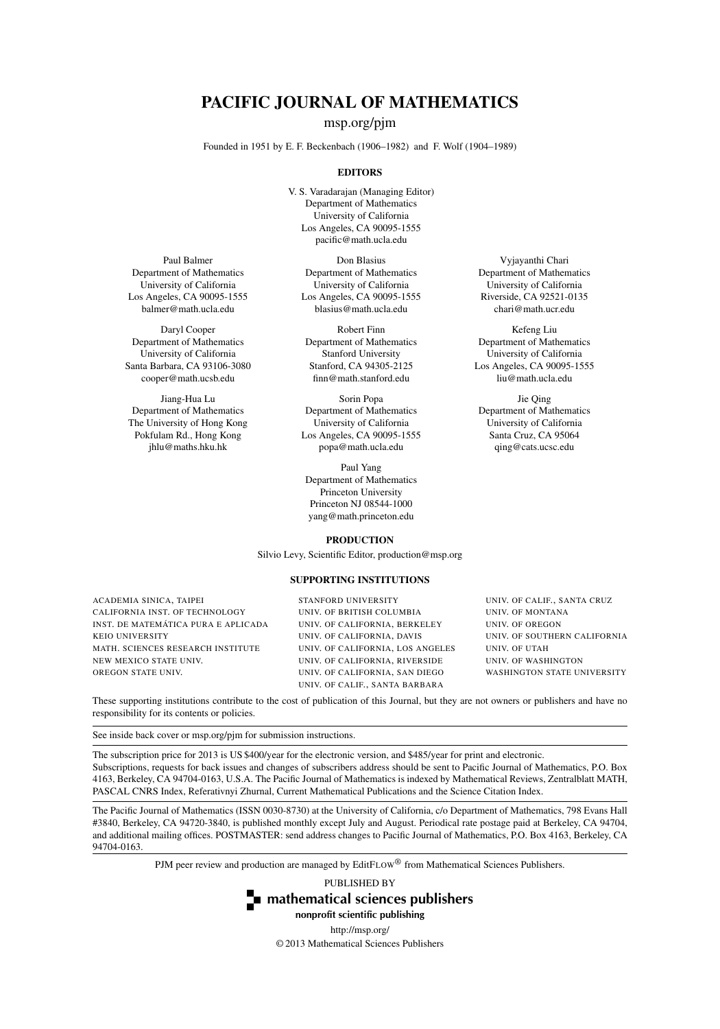# PACIFIC JOURNAL OF MATHEMATICS

msp.org/pjm

Founded in 1951 by E. F. Beckenbach (1906–1982) and F. Wolf (1904–1989)

## EDITORS

V. S. Varadarajan (Managing Editor)
Department of Mathematics
University of California
Los Angeles, CA 90095-1555
pacific@math.ucla.edu

Paul Balmer
Department of Mathematics
University of California
Los Angeles, CA 90095-1555
balmer@math.ucla.edu

Don Blasius
Department of Mathematics
University of California
Los Angeles, CA 90095-1555
blasius@math.ucla.edu

Vyjayanthi Chari
Department of Mathematics
University of California
Riverside, CA 92521-0135
chari@math.ucr.edu

Daryl Cooper
Department of Mathematics
University of California
Santa Barbara, CA 93106-3080
cooper@math.ucsb.edu

Robert Finn
Department of Mathematics
Stanford University
Stanford, CA 94305-2125
finn@math.stanford.edu

Kefeng Liu
Department of Mathematics
University of California
Los Angeles, CA 90095-1555
liu@math.ucla.edu

Jiang-Hua Lu
Department of Mathematics
The University of Hong Kong
Pokfulam Rd., Hong Kong
jhlu@maths.hku.hk

Sorin Popa
Department of Mathematics
University of California
Los Angeles, CA 90095-1555
popa@math.ucla.edu

Jie Qing
Department of Mathematics
University of California
Santa Cruz, CA 95064
qing@cats.ucsc.edu

Paul Yang
Department of Mathematics
Princeton University
Princeton NJ 08544-1000
yang@math.princeton.edu

## PRODUCTION

Silvio Levy, Scientific Editor, production@msp.org

## SUPPORTING INSTITUTIONS

ACADEMIA SINICA, TAIPEI
CALIFORNIA INST. OF TECHNOLOGY
INST. DE MATEMÁTICA PURA E APLICADA
KEIO UNIVERSITY
MATH. SCIENCES RESEARCH INSTITUTE
NEW MEXICO STATE UNIV.
OREGON STATE UNIV.
STANFORD UNIVERSITY
UNIV. OF BRITISH COLUMBIA
UNIV. OF CALIFORNIA, BERKELEY
UNIV. OF CALIFORNIA, DAVIS
UNIV. OF CALIFORNIA, LOS ANGELES
UNIV. OF CALIFORNIA, RIVERSIDE
UNIV. OF CALIFORNIA, SAN DIEGO
UNIV. OF CALIF., SANTA BARBARA
UNIV. OF CALIF., SANTA CRUZ
UNIV. OF MONTANA
UNIV. OF OREGON
UNIV. OF SOUTHERN CALIFORNIA
UNIV. OF UTAH
UNIV. OF WASHINGTON
WASHINGTON STATE UNIVERSITY

These supporting institutions contribute to the cost of publication of this Journal, but they are not owners or publishers and have no responsibility for its contents or policies.

See inside back cover or msp.org/pjm for submission instructions.

The subscription price for 2013 is US \$400/year for the electronic version, and \$485/year for print and electronic.
Subscriptions, requests for back issues and changes of subscribers address should be sent to Pacific Journal of Mathematics, P.O. Box 4163, Berkeley, CA 94704-0163, U.S.A. The Pacific Journal of Mathematics is indexed by Mathematical Reviews, Zentralblatt MATH, PASCAL CNRS Index, Referativnyi Zhurnal, Current Mathematical Publications and the Science Citation Index.

The Pacific Journal of Mathematics (ISSN 0030-8730) at the University of California, c/o Department of Mathematics, 798 Evans Hall #3840, Berkeley, CA 94720-3840, is published monthly except July and August. Periodical rate postage paid at Berkeley, CA 94704, and additional mailing offices. POSTMASTER: send address changes to Pacific Journal of Mathematics, P.O. Box 4163, Berkeley, CA 94704-0163.

PJM peer review and production are managed by EditFLOW® from Mathematical Sciences Publishers.

PUBLISHED BY
**mathematical sciences publishers**
**nonprofit scientific publishing**
http://msp.org/
© 2013 Mathematical Sciences Publishers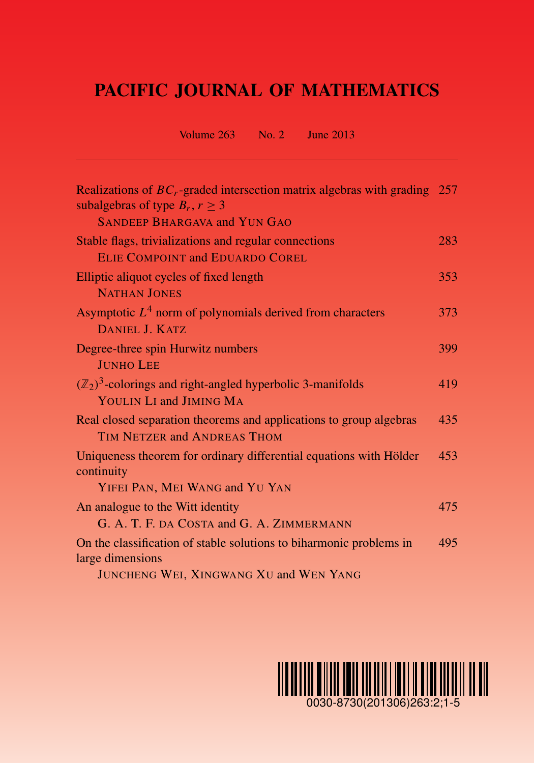# PACIFIC JOURNAL OF MATHEMATICS

Volume 263 No. 2 June 2013

| | |
|---|---|
| Realizations of $BC_r$-graded intersection matrix algebras with grading subalgebras of type $B_r$, $r \geq 3$<br>SANDEEP BHARGAVA and YUN GAO | 257 |
| Stable flags, trivializations and regular connections<br>ELIE COMPOINT and EDUARDO COREL | 283 |
| Elliptic aliquot cycles of fixed length<br>NATHAN JONES | 353 |
| Asymptotic $L^4$ norm of polynomials derived from characters<br>DANIEL J. KATZ | 373 |
| Degree-three spin Hurwitz numbers<br>JUNHO LEE | 399 |
| $(\mathbb{Z}_2)^3$-colorings and right-angled hyperbolic 3-manifolds<br>YOULIN LI and JIMING MA | 419 |
| Real closed separation theorems and applications to group algebras<br>TIM NETZER and ANDREAS THOM | 435 |
| Uniqueness theorem for ordinary differential equations with Hölder continuity<br>YIFEI PAN, MEI WANG and YU YAN | 453 |
| An analogue to the Witt identity<br>G. A. T. F. DA COSTA and G. A. ZIMMERMANN | 475 |
| On the classification of stable solutions to biharmonic problems in large dimensions<br>JUNCHENG WEI, XINGWANG XU and WEN YANG | 495 |

0030-8730(201306)263:2;1-5